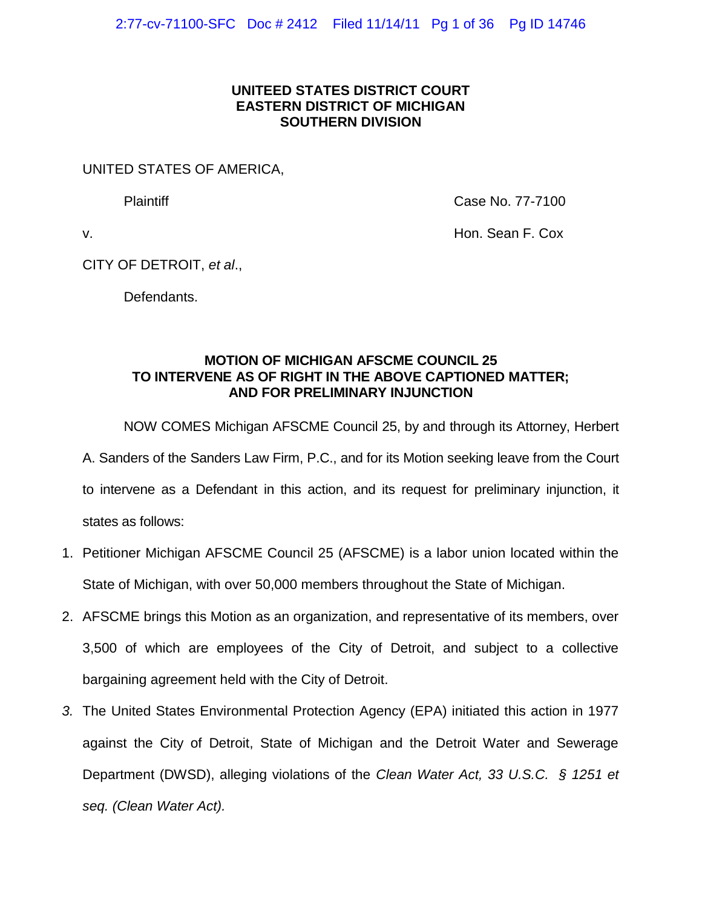**UNITEED STATES DISTRICT COURT**
**EASTERN DISTRICT OF MICHIGAN**
**SOUTHERN DIVISION**

UNITED STATES OF AMERICA,

Plaintiff

Case No. 77-7100

v.

Hon. Sean F. Cox

CITY OF DETROIT, *et al*.,

Defendants.

**MOTION OF MICHIGAN AFSCME COUNCIL 25 TO INTERVENE AS OF RIGHT IN THE ABOVE CAPTIONED MATTER; AND FOR PRELIMINARY INJUNCTION**

NOW COMES Michigan AFSCME Council 25, by and through its Attorney, Herbert A. Sanders of the Sanders Law Firm, P.C., and for its Motion seeking leave from the Court to intervene as a Defendant in this action, and its request for preliminary injunction, it states as follows:

1. Petitioner Michigan AFSCME Council 25 (AFSCME) is a labor union located within the State of Michigan, with over 50,000 members throughout the State of Michigan.
2. AFSCME brings this Motion as an organization, and representative of its members, over 3,500 of which are employees of the City of Detroit, and subject to a collective bargaining agreement held with the City of Detroit.
3. The United States Environmental Protection Agency (EPA) initiated this action in 1977 against the City of Detroit, State of Michigan and the Detroit Water and Sewerage Department (DWSD), alleging violations of the *Clean Water Act, 33 U.S.C. § 1251 et seq. (Clean Water Act).*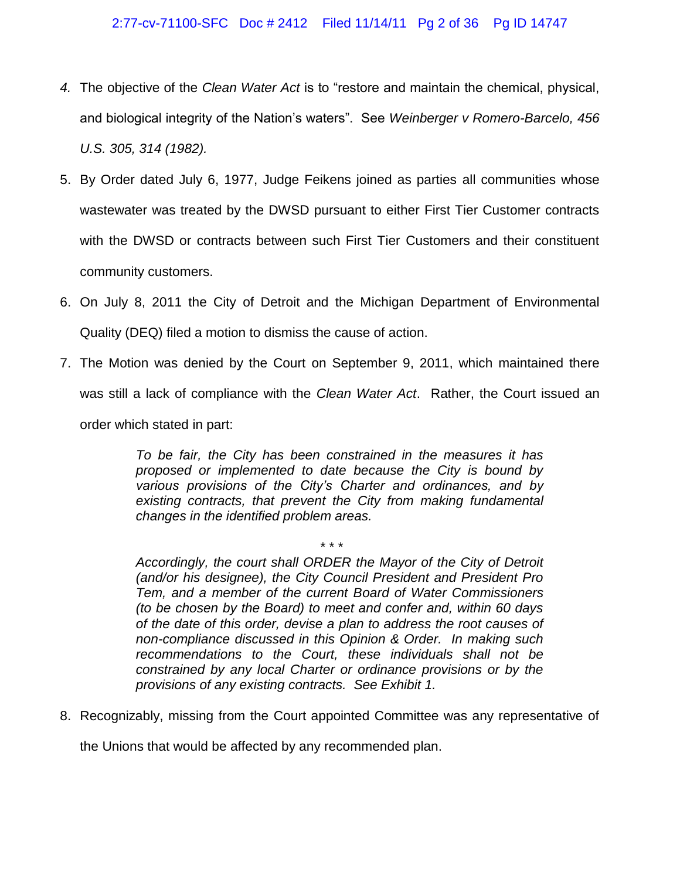4. The objective of the *Clean Water Act* is to "restore and maintain the chemical, physical, and biological integrity of the Nation's waters". See *Weinberger v Romero-Barcelo, 456 U.S. 305, 314 (1982).*

5. By Order dated July 6, 1977, Judge Feikens joined as parties all communities whose wastewater was treated by the DWSD pursuant to either First Tier Customer contracts with the DWSD or contracts between such First Tier Customers and their constituent community customers.

6. On July 8, 2011 the City of Detroit and the Michigan Department of Environmental Quality (DEQ) filed a motion to dismiss the cause of action.

7. The Motion was denied by the Court on September 9, 2011, which maintained there was still a lack of compliance with the *Clean Water Act*. Rather, the Court issued an order which stated in part:

   > *To be fair, the City has been constrained in the measures it has proposed or implemented to date because the City is bound by various provisions of the City's Charter and ordinances, and by existing contracts, that prevent the City from making fundamental changes in the identified problem areas.*
   >
   > \* \* \*
   >
   > *Accordingly, the court shall ORDER the Mayor of the City of Detroit (and/or his designee), the City Council President and President Pro Tem, and a member of the current Board of Water Commissioners (to be chosen by the Board) to meet and confer and, within 60 days of the date of this order, devise a plan to address the root causes of non-compliance discussed in this Opinion & Order. In making such recommendations to the Court, these individuals shall not be constrained by any local Charter or ordinance provisions or by the provisions of any existing contracts. See Exhibit 1.*

8. Recognizably, missing from the Court appointed Committee was any representative of the Unions that would be affected by any recommended plan.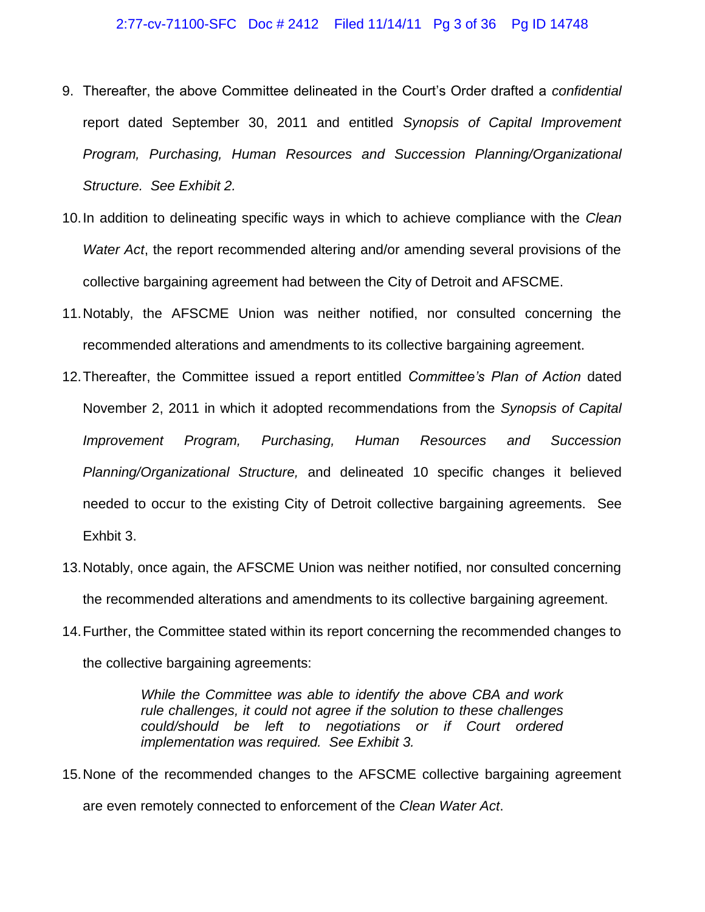9. Thereafter, the above Committee delineated in the Court's Order drafted a *confidential* report dated September 30, 2011 and entitled *Synopsis of Capital Improvement Program, Purchasing, Human Resources and Succession Planning/Organizational Structure. See Exhibit 2.*

10. In addition to delineating specific ways in which to achieve compliance with the *Clean Water Act*, the report recommended altering and/or amending several provisions of the collective bargaining agreement had between the City of Detroit and AFSCME.

11. Notably, the AFSCME Union was neither notified, nor consulted concerning the recommended alterations and amendments to its collective bargaining agreement.

12. Thereafter, the Committee issued a report entitled *Committee's Plan of Action* dated November 2, 2011 in which it adopted recommendations from the *Synopsis of Capital Improvement Program, Purchasing, Human Resources and Succession Planning/Organizational Structure,* and delineated 10 specific changes it believed needed to occur to the existing City of Detroit collective bargaining agreements. See Exhbit 3.

13. Notably, once again, the AFSCME Union was neither notified, nor consulted concerning the recommended alterations and amendments to its collective bargaining agreement.

14. Further, the Committee stated within its report concerning the recommended changes to the collective bargaining agreements:

    > *While the Committee was able to identify the above CBA and work rule challenges, it could not agree if the solution to these challenges could/should be left to negotiations or if Court ordered implementation was required. See Exhibit 3.*

15. None of the recommended changes to the AFSCME collective bargaining agreement are even remotely connected to enforcement of the *Clean Water Act*.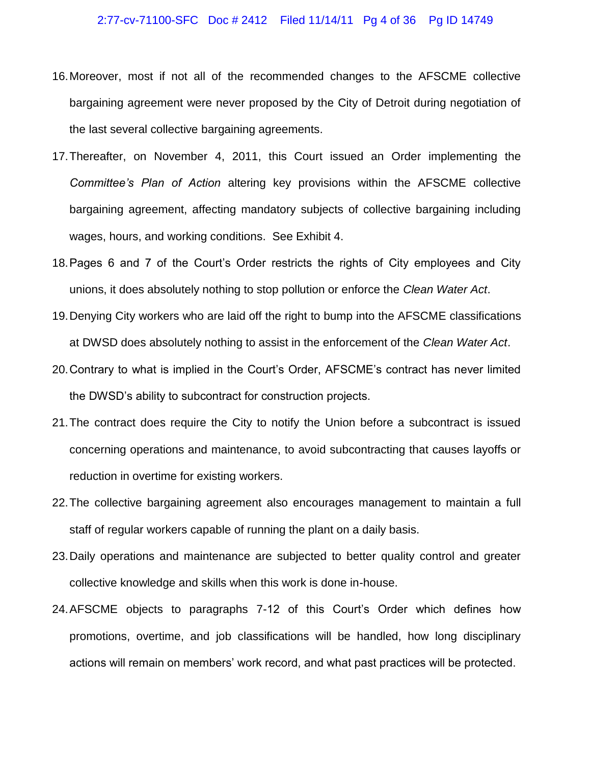16. Moreover, most if not all of the recommended changes to the AFSCME collective bargaining agreement were never proposed by the City of Detroit during negotiation of the last several collective bargaining agreements.

17. Thereafter, on November 4, 2011, this Court issued an Order implementing the *Committee's Plan of Action* altering key provisions within the AFSCME collective bargaining agreement, affecting mandatory subjects of collective bargaining including wages, hours, and working conditions. See Exhibit 4.

18. Pages 6 and 7 of the Court's Order restricts the rights of City employees and City unions, it does absolutely nothing to stop pollution or enforce the *Clean Water Act*.

19. Denying City workers who are laid off the right to bump into the AFSCME classifications at DWSD does absolutely nothing to assist in the enforcement of the *Clean Water Act*.

20. Contrary to what is implied in the Court's Order, AFSCME's contract has never limited the DWSD's ability to subcontract for construction projects.

21. The contract does require the City to notify the Union before a subcontract is issued concerning operations and maintenance, to avoid subcontracting that causes layoffs or reduction in overtime for existing workers.

22. The collective bargaining agreement also encourages management to maintain a full staff of regular workers capable of running the plant on a daily basis.

23. Daily operations and maintenance are subjected to better quality control and greater collective knowledge and skills when this work is done in-house.

24. AFSCME objects to paragraphs 7-12 of this Court's Order which defines how promotions, overtime, and job classifications will be handled, how long disciplinary actions will remain on members' work record, and what past practices will be protected.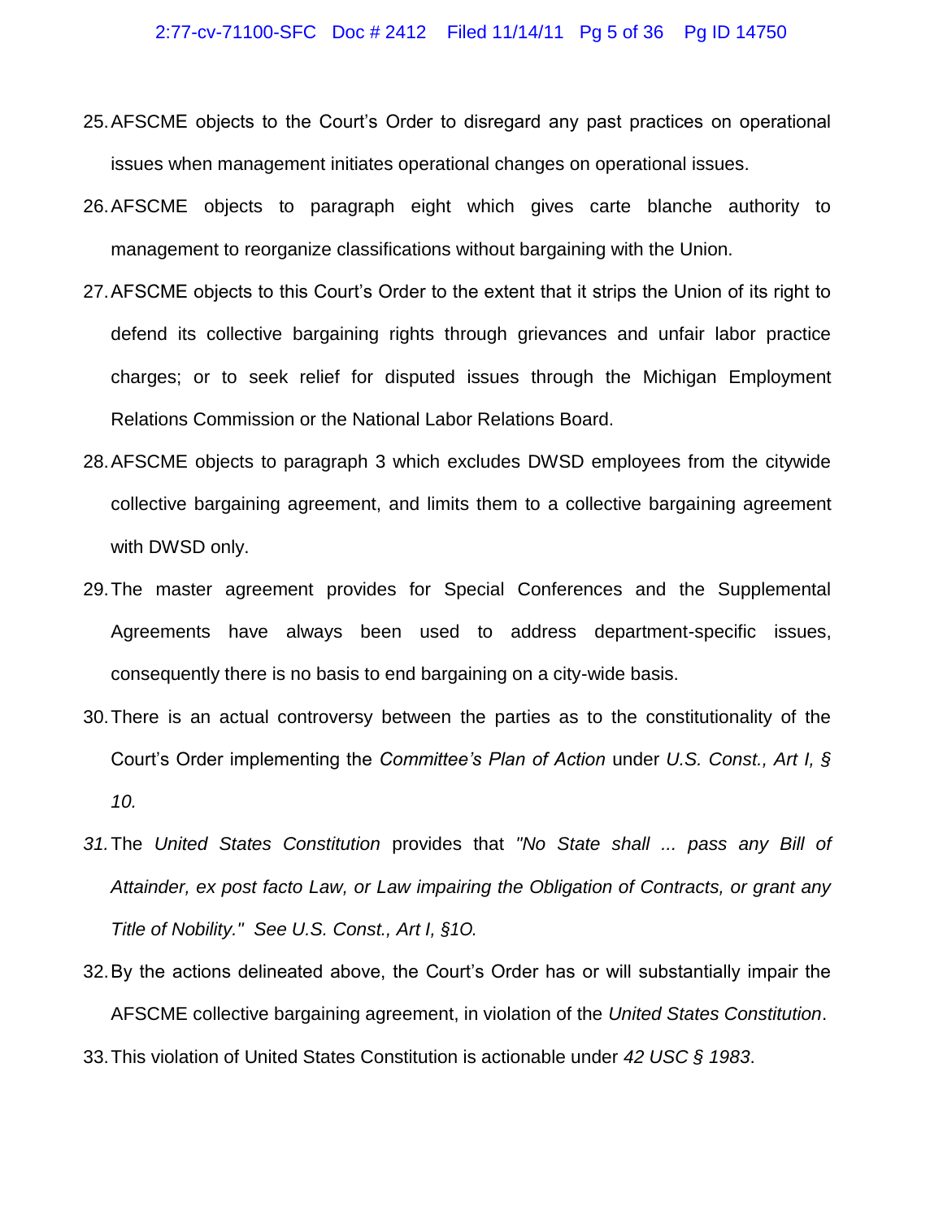25. AFSCME objects to the Court's Order to disregard any past practices on operational issues when management initiates operational changes on operational issues.
26. AFSCME objects to paragraph eight which gives carte blanche authority to management to reorganize classifications without bargaining with the Union.
27. AFSCME objects to this Court's Order to the extent that it strips the Union of its right to defend its collective bargaining rights through grievances and unfair labor practice charges; or to seek relief for disputed issues through the Michigan Employment Relations Commission or the National Labor Relations Board.
28. AFSCME objects to paragraph 3 which excludes DWSD employees from the citywide collective bargaining agreement, and limits them to a collective bargaining agreement with DWSD only.
29. The master agreement provides for Special Conferences and the Supplemental Agreements have always been used to address department-specific issues, consequently there is no basis to end bargaining on a city-wide basis.
30. There is an actual controversy between the parties as to the constitutionality of the Court's Order implementing the *Committee's Plan of Action* under *U.S. Const., Art I, § 10.*
31. The *United States Constitution* provides that *"No State shall ... pass any Bill of Attainder, ex post facto Law, or Law impairing the Obligation of Contracts, or grant any Title of Nobility." See U.S. Const., Art I, §1O.*
32. By the actions delineated above, the Court's Order has or will substantially impair the AFSCME collective bargaining agreement, in violation of the *United States Constitution*.
33. This violation of United States Constitution is actionable under *42 USC § 1983*.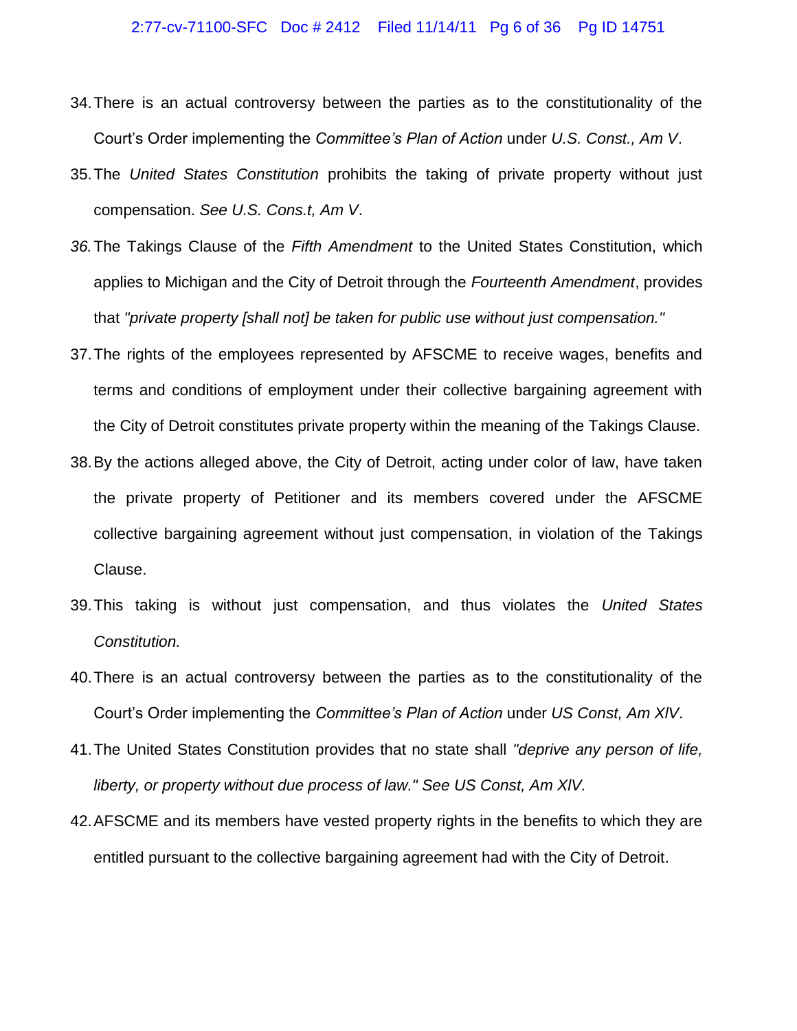34. There is an actual controversy between the parties as to the constitutionality of the Court's Order implementing the *Committee's Plan of Action* under *U.S. Const., Am V*.

35. The *United States Constitution* prohibits the taking of private property without just compensation. *See U.S. Cons.t, Am V*.

36. The Takings Clause of the *Fifth Amendment* to the United States Constitution, which applies to Michigan and the City of Detroit through the *Fourteenth Amendment*, provides that *"private property [shall not] be taken for public use without just compensation."*

37. The rights of the employees represented by AFSCME to receive wages, benefits and terms and conditions of employment under their collective bargaining agreement with the City of Detroit constitutes private property within the meaning of the Takings Clause.

38. By the actions alleged above, the City of Detroit, acting under color of law, have taken the private property of Petitioner and its members covered under the AFSCME collective bargaining agreement without just compensation, in violation of the Takings Clause.

39. This taking is without just compensation, and thus violates the *United States Constitution.*

40. There is an actual controversy between the parties as to the constitutionality of the Court's Order implementing the *Committee's Plan of Action* under *US Const, Am XIV*.

41. The United States Constitution provides that no state shall *"deprive any person of life, liberty, or property without due process of law." See US Const, Am XIV.*

42. AFSCME and its members have vested property rights in the benefits to which they are entitled pursuant to the collective bargaining agreement had with the City of Detroit.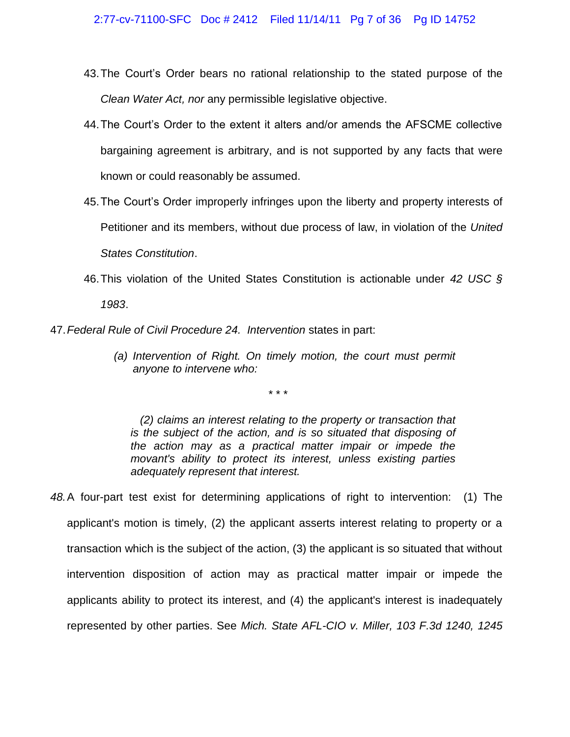43. The Court's Order bears no rational relationship to the stated purpose of the *Clean Water Act, nor* any permissible legislative objective.

44. The Court's Order to the extent it alters and/or amends the AFSCME collective bargaining agreement is arbitrary, and is not supported by any facts that were known or could reasonably be assumed.

45. The Court's Order improperly infringes upon the liberty and property interests of Petitioner and its members, without due process of law, in violation of the *United States Constitution*.

46. This violation of the United States Constitution is actionable under *42 USC § 1983*.

47. *Federal Rule of Civil Procedure 24. Intervention* states in part:

> *(a) Intervention of Right. On timely motion, the court must permit anyone to intervene who:*
>
> \* \* \*
>
> *(2) claims an interest relating to the property or transaction that is the subject of the action, and is so situated that disposing of the action may as a practical matter impair or impede the movant's ability to protect its interest, unless existing parties adequately represent that interest.*

*48.* A four-part test exist for determining applications of right to intervention: (1) The applicant's motion is timely, (2) the applicant asserts interest relating to property or a transaction which is the subject of the action, (3) the applicant is so situated that without intervention disposition of action may as practical matter impair or impede the applicants ability to protect its interest, and (4) the applicant's interest is inadequately represented by other parties. See *Mich. State AFL-CIO v. Miller, 103 F.3d 1240, 1245*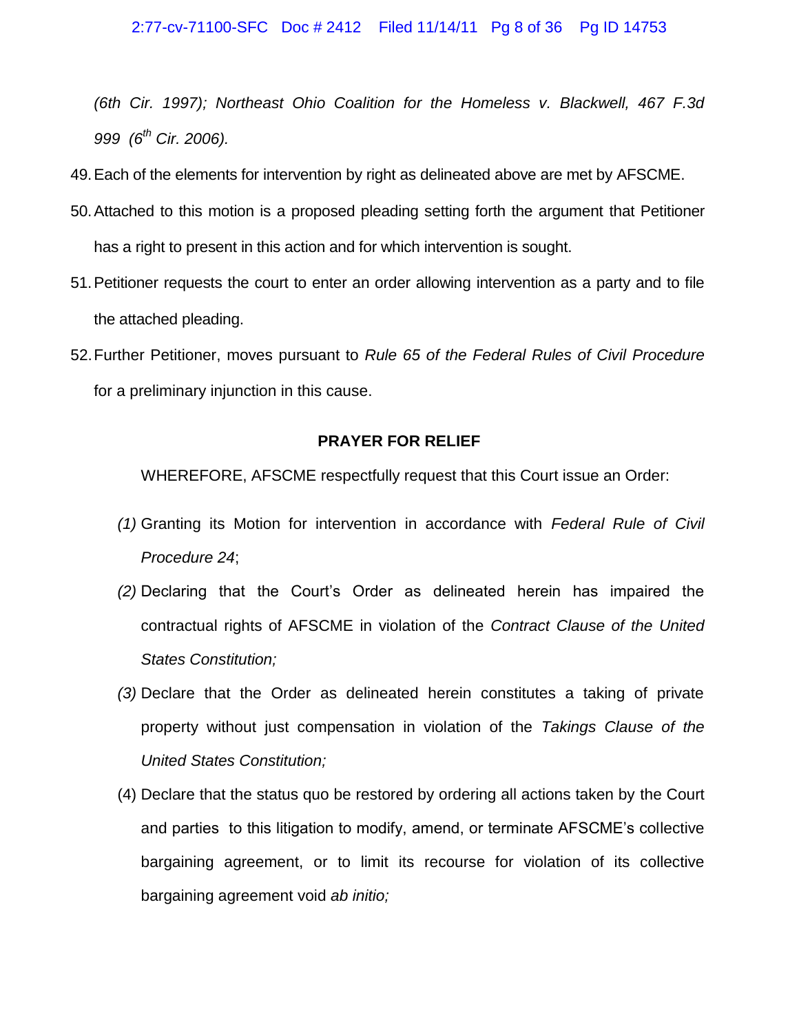*(6th Cir. 1997); Northeast Ohio Coalition for the Homeless v. Blackwell, 467 F.3d 999 (6th Cir. 2006).*

49. Each of the elements for intervention by right as delineated above are met by AFSCME.
50. Attached to this motion is a proposed pleading setting forth the argument that Petitioner has a right to present in this action and for which intervention is sought.
51. Petitioner requests the court to enter an order allowing intervention as a party and to file the attached pleading.
52. Further Petitioner, moves pursuant to *Rule 65 of the Federal Rules of Civil Procedure* for a preliminary injunction in this cause.

**PRAYER FOR RELIEF**

WHEREFORE, AFSCME respectfully request that this Court issue an Order:

*(1)* Granting its Motion for intervention in accordance with *Federal Rule of Civil Procedure 24*;

*(2)* Declaring that the Court's Order as delineated herein has impaired the contractual rights of AFSCME in violation of the *Contract Clause of the United States Constitution;*

*(3)* Declare that the Order as delineated herein constitutes a taking of private property without just compensation in violation of the *Takings Clause of the United States Constitution;*

(4) Declare that the status quo be restored by ordering all actions taken by the Court and parties to this litigation to modify, amend, or terminate AFSCME's collective bargaining agreement, or to limit its recourse for violation of its collective bargaining agreement void *ab initio;*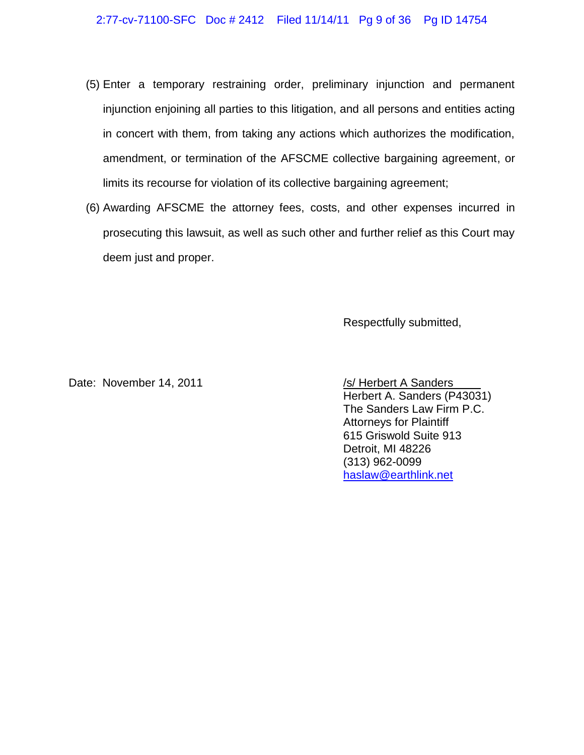(5) Enter a temporary restraining order, preliminary injunction and permanent injunction enjoining all parties to this litigation, and all persons and entities acting in concert with them, from taking any actions which authorizes the modification, amendment, or termination of the AFSCME collective bargaining agreement, or limits its recourse for violation of its collective bargaining agreement;

(6) Awarding AFSCME the attorney fees, costs, and other expenses incurred in prosecuting this lawsuit, as well as such other and further relief as this Court may deem just and proper.

Respectfully submitted,

Date: November 14, 2011

/s/ Herbert A Sanders
Herbert A. Sanders (P43031)
The Sanders Law Firm P.C.
Attorneys for Plaintiff
615 Griswold Suite 913
Detroit, MI 48226
(313) 962-0099
haslaw@earthlink.net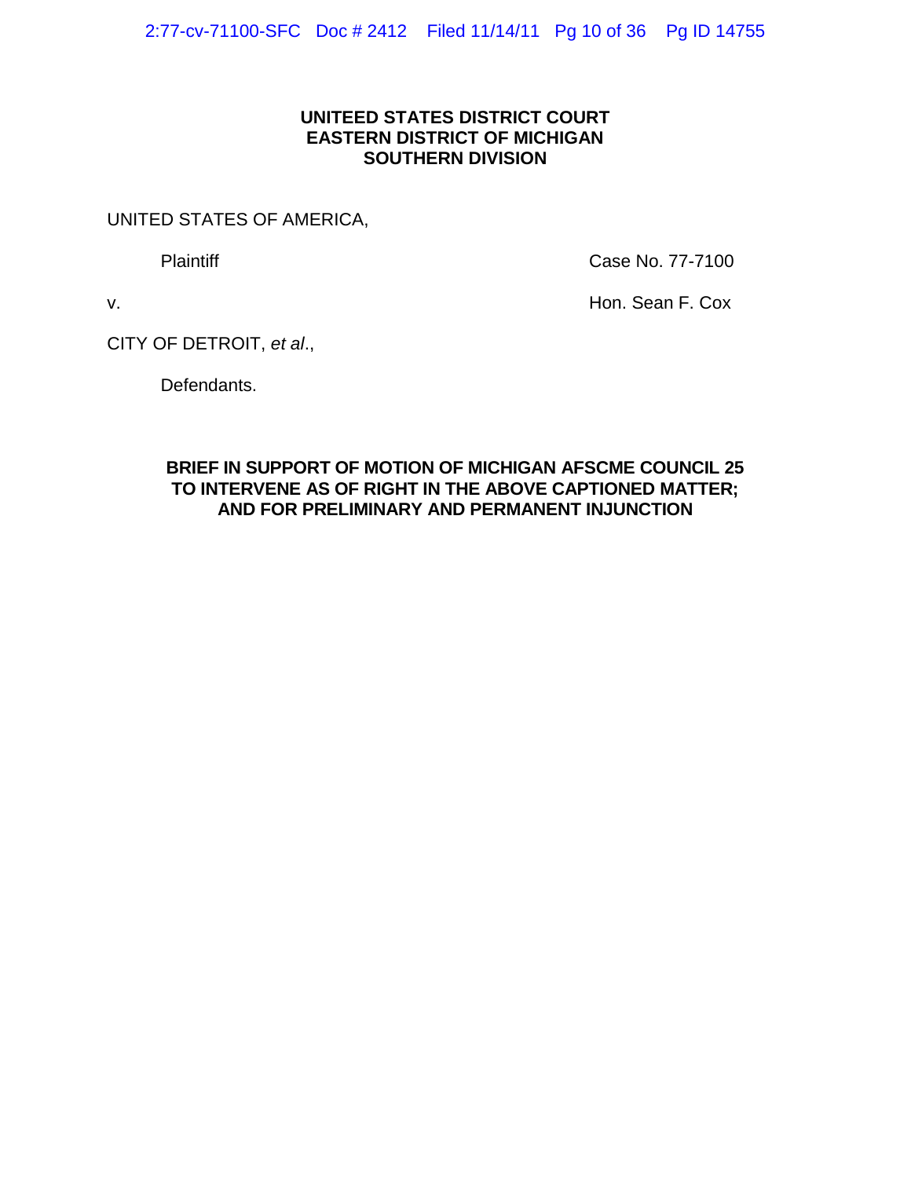**UNITEED STATES DISTRICT COURT**
**EASTERN DISTRICT OF MICHIGAN**
**SOUTHERN DIVISION**

UNITED STATES OF AMERICA,

Plaintiff

Case No. 77-7100

v.

Hon. Sean F. Cox

CITY OF DETROIT, *et al*.,

Defendants.

**BRIEF IN SUPPORT OF MOTION OF MICHIGAN AFSCME COUNCIL 25 TO INTERVENE AS OF RIGHT IN THE ABOVE CAPTIONED MATTER; AND FOR PRELIMINARY AND PERMANENT INJUNCTION**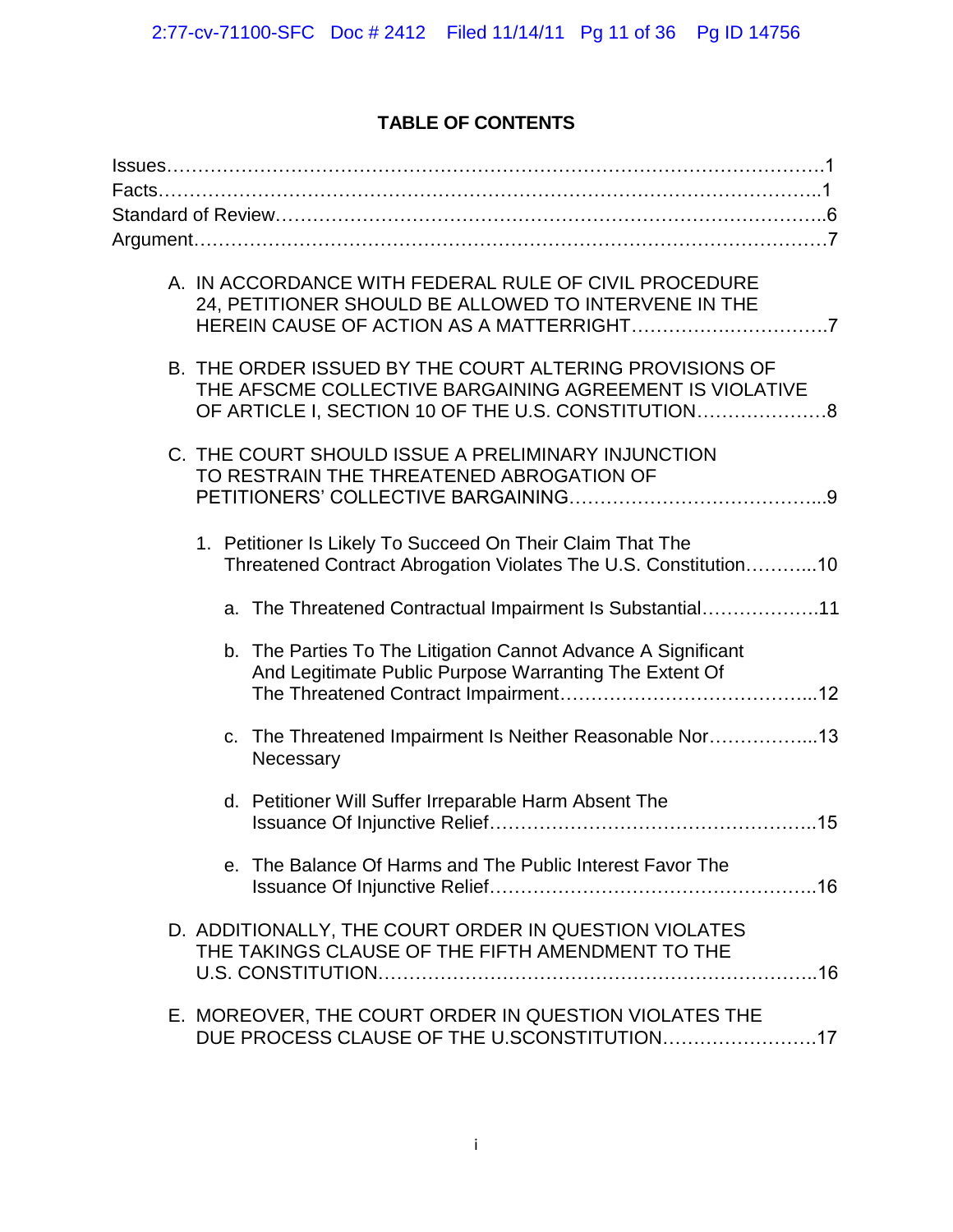# TABLE OF CONTENTS

Issues……………………………………………………………………………………………1
Facts……………………………………………………………………………………………1
Standard of Review………………………………………………………………………….6
Argument………………………………………………………………………………………7

A. IN ACCORDANCE WITH FEDERAL RULE OF CIVIL PROCEDURE 24, PETITIONER SHOULD BE ALLOWED TO INTERVENE IN THE HEREIN CAUSE OF ACTION AS A MATTERRIGHT………………………….7

B. THE ORDER ISSUED BY THE COURT ALTERING PROVISIONS OF THE AFSCME COLLECTIVE BARGAINING AGREEMENT IS VIOLATIVE OF ARTICLE I, SECTION 10 OF THE U.S. CONSTITUTION…………………8

C. THE COURT SHOULD ISSUE A PRELIMINARY INJUNCTION TO RESTRAIN THE THREATENED ABROGATION OF PETITIONERS' COLLECTIVE BARGAINING…………………………………...9

1. Petitioner Is Likely To Succeed On Their Claim That The Threatened Contract Abrogation Violates The U.S. Constitution………...10

   a. The Threatened Contractual Impairment Is Substantial……………….11

   b. The Parties To The Litigation Cannot Advance A Significant And Legitimate Public Purpose Warranting The Extent Of The Threatened Contract Impairment…………………………………...12

   c. The Threatened Impairment Is Neither Reasonable Nor……………...13 Necessary

   d. Petitioner Will Suffer Irreparable Harm Absent The Issuance Of Injunctive Relief……………………………………………..15

   e. The Balance Of Harms and The Public Interest Favor The Issuance Of Injunctive Relief……………………………………………..16

D. ADDITIONALLY, THE COURT ORDER IN QUESTION VIOLATES THE TAKINGS CLAUSE OF THE FIFTH AMENDMENT TO THE U.S. CONSTITUTION………………………………………………………………..16

E. MOREOVER, THE COURT ORDER IN QUESTION VIOLATES THE DUE PROCESS CLAUSE OF THE U.SCONSTITUTION…………………….17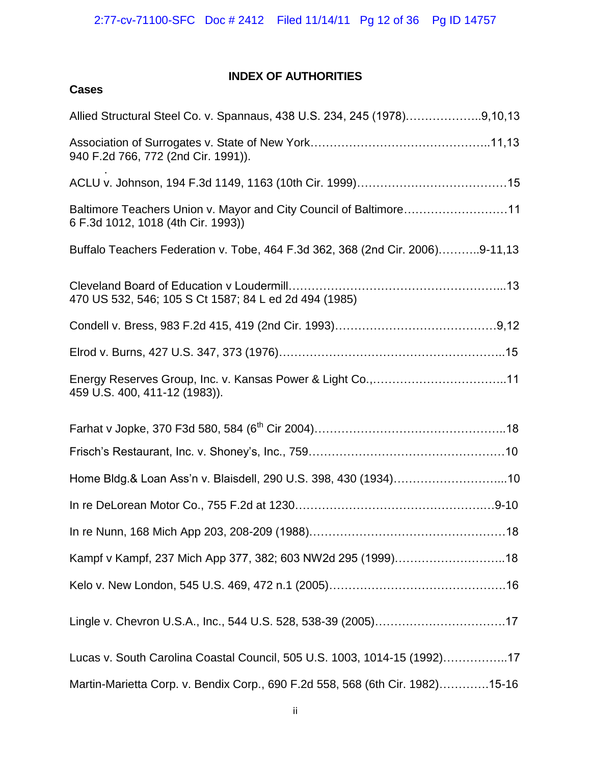# INDEX OF AUTHORITIES

## Cases

Allied Structural Steel Co. v. Spannaus, 438 U.S. 234, 245 (1978)………………..9,10,13

Association of Surrogates v. State of New York………………………………………..11,13
940 F.2d 766, 772 (2nd Cir. 1991)).

ACLU v. Johnson, 194 F.3d 1149, 1163 (10th Cir. 1999)…………………………………15

Baltimore Teachers Union v. Mayor and City Council of Baltimore………………………11
6 F.3d 1012, 1018 (4th Cir. 1993))

Buffalo Teachers Federation v. Tobe, 464 F.3d 362, 368 (2nd Cir. 2006)………..9-11,13

Cleveland Board of Education v Loudermill………………………………………………...13
470 US 532, 546; 105 S Ct 1587; 84 L ed 2d 494 (1985)

Condell v. Bress, 983 F.2d 415, 419 (2nd Cir. 1993)……………………………………9,12

Elrod v. Burns, 427 U.S. 347, 373 (1976)…………………………………………………..15

Energy Reserves Group, Inc. v. Kansas Power & Light Co.,……………………………..11
459 U.S. 400, 411-12 (1983)).

Farhat v Jopke, 370 F3d 580, 584 (6th Cir 2004)…………………………………………..18

Frisch's Restaurant, Inc. v. Shoney's, Inc., 759……………………………………………10

Home Bldg.& Loan Ass'n v. Blaisdell, 290 U.S. 398, 430 (1934)………………………...10

In re DeLorean Motor Co., 755 F.2d at 1230………………………………………….…9-10

In re Nunn, 168 Mich App 203, 208-209 (1988)……………………………………………18

Kampf v Kampf, 237 Mich App 377, 382; 603 NW2d 295 (1999)………………………..18

Kelo v. New London, 545 U.S. 469, 472 n.1 (2005)……………………………………….16

Lingle v. Chevron U.S.A., Inc., 544 U.S. 528, 538-39 (2005)…………………………….17

Lucas v. South Carolina Coastal Council, 505 U.S. 1003, 1014-15 (1992)……………..17

Martin-Marietta Corp. v. Bendix Corp., 690 F.2d 558, 568 (6th Cir. 1982)………….15-16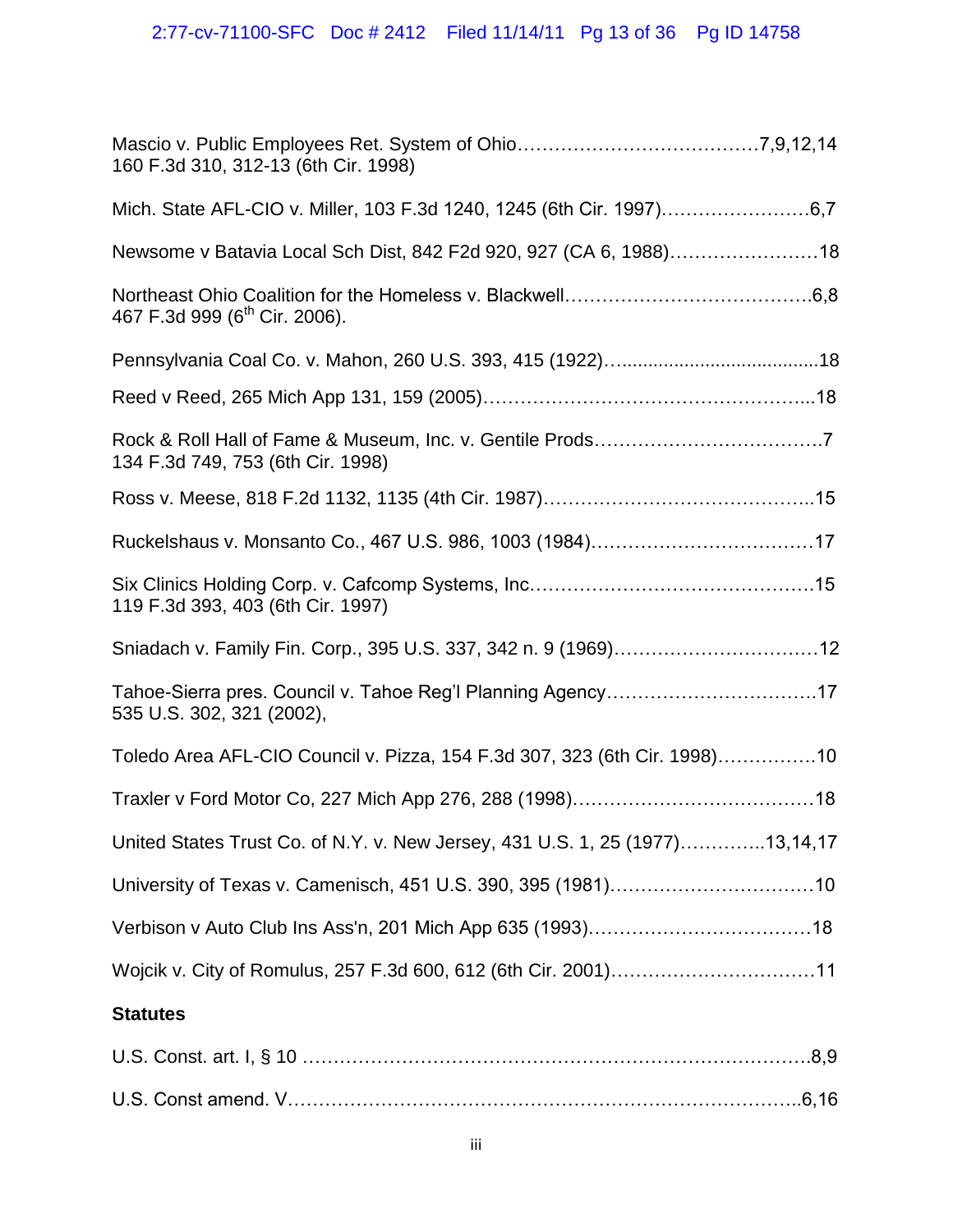Mascio v. Public Employees Ret. System of Ohio…………………………………7,9,12,14
160 F.3d 310, 312-13 (6th Cir. 1998)

Mich. State AFL-CIO v. Miller, 103 F.3d 1240, 1245 (6th Cir. 1997)……………………6,7

Newsome v Batavia Local Sch Dist, 842 F2d 920, 927 (CA 6, 1988)……………………18

Northeast Ohio Coalition for the Homeless v. Blackwell………………………………….6,8
467 F.3d 999 (6th Cir. 2006).

Pennsylvania Coal Co. v. Mahon, 260 U.S. 393, 415 (1922)…......................................18

Reed v Reed, 265 Mich App 131, 159 (2005)……………………………………………...18

Rock & Roll Hall of Fame & Museum, Inc. v. Gentile Prods……………………………….7
134 F.3d 749, 753 (6th Cir. 1998)

Ross v. Meese, 818 F.2d 1132, 1135 (4th Cir. 1987)……………………………………..15

Ruckelshaus v. Monsanto Co., 467 U.S. 986, 1003 (1984)………………………………17

Six Clinics Holding Corp. v. Cafcomp Systems, Inc.………………………………………15
119 F.3d 393, 403 (6th Cir. 1997)

Sniadach v. Family Fin. Corp., 395 U.S. 337, 342 n. 9 (1969)……………………………12

Tahoe-Sierra pres. Council v. Tahoe Reg'l Planning Agency……………………………17
535 U.S. 302, 321 (2002),

Toledo Area AFL-CIO Council v. Pizza, 154 F.3d 307, 323 (6th Cir. 1998)…………….10

Traxler v Ford Motor Co, 227 Mich App 276, 288 (1998)…………………………………18

United States Trust Co. of N.Y. v. New Jersey, 431 U.S. 1, 25 (1977)…………..13,14,17

University of Texas v. Camenisch, 451 U.S. 390, 395 (1981)……………………………10

Verbison v Auto Club Ins Ass'n, 201 Mich App 635 (1993)………………………………18

Wojcik v. City of Romulus, 257 F.3d 600, 612 (6th Cir. 2001)……………………………11

**Statutes**

U.S. Const. art. I, § 10 ……………………………………………………………………8,9

U.S. Const amend. V………………………………………………………………………..6,16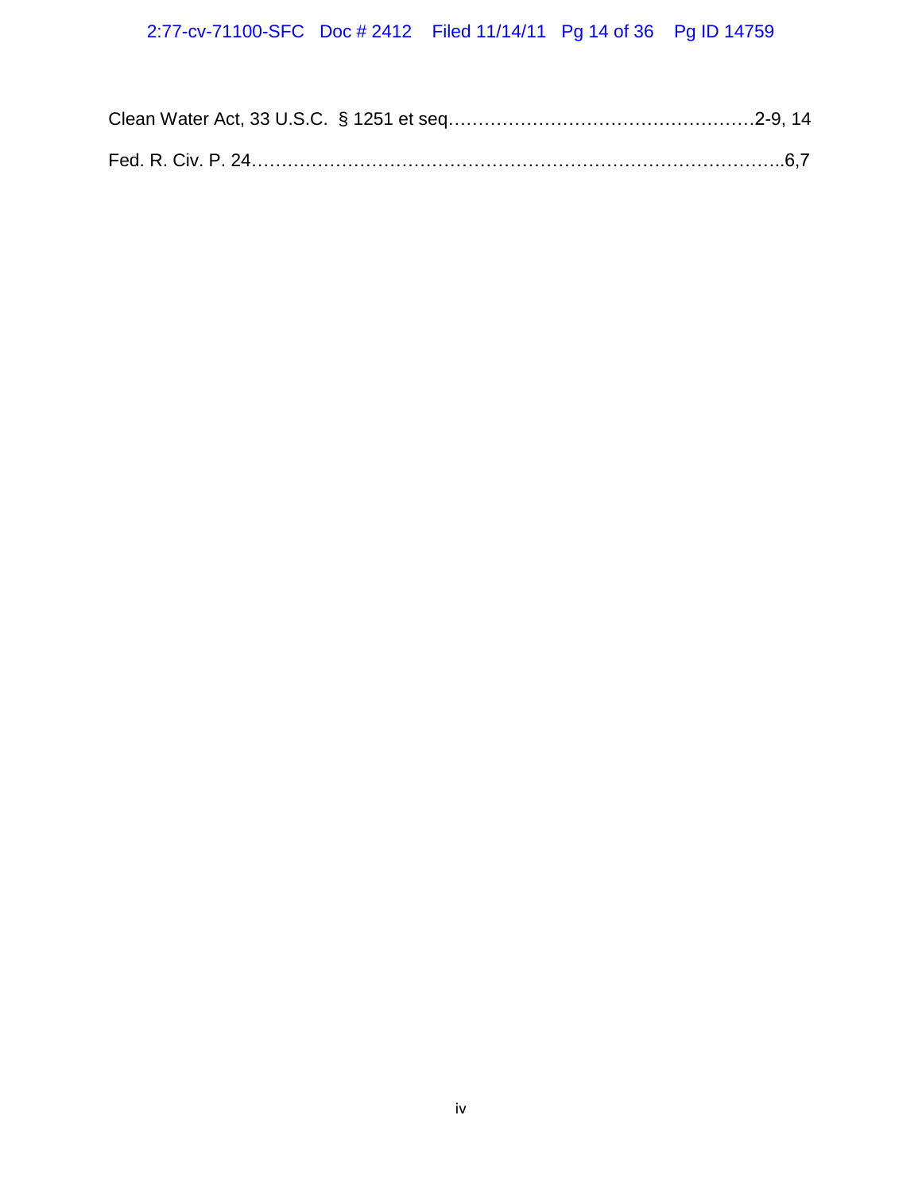Clean Water Act, 33 U.S.C. § 1251 et seq……………………………………………2-9, 14

Fed. R. Civ. P. 24……………………………………………………………………………..6,7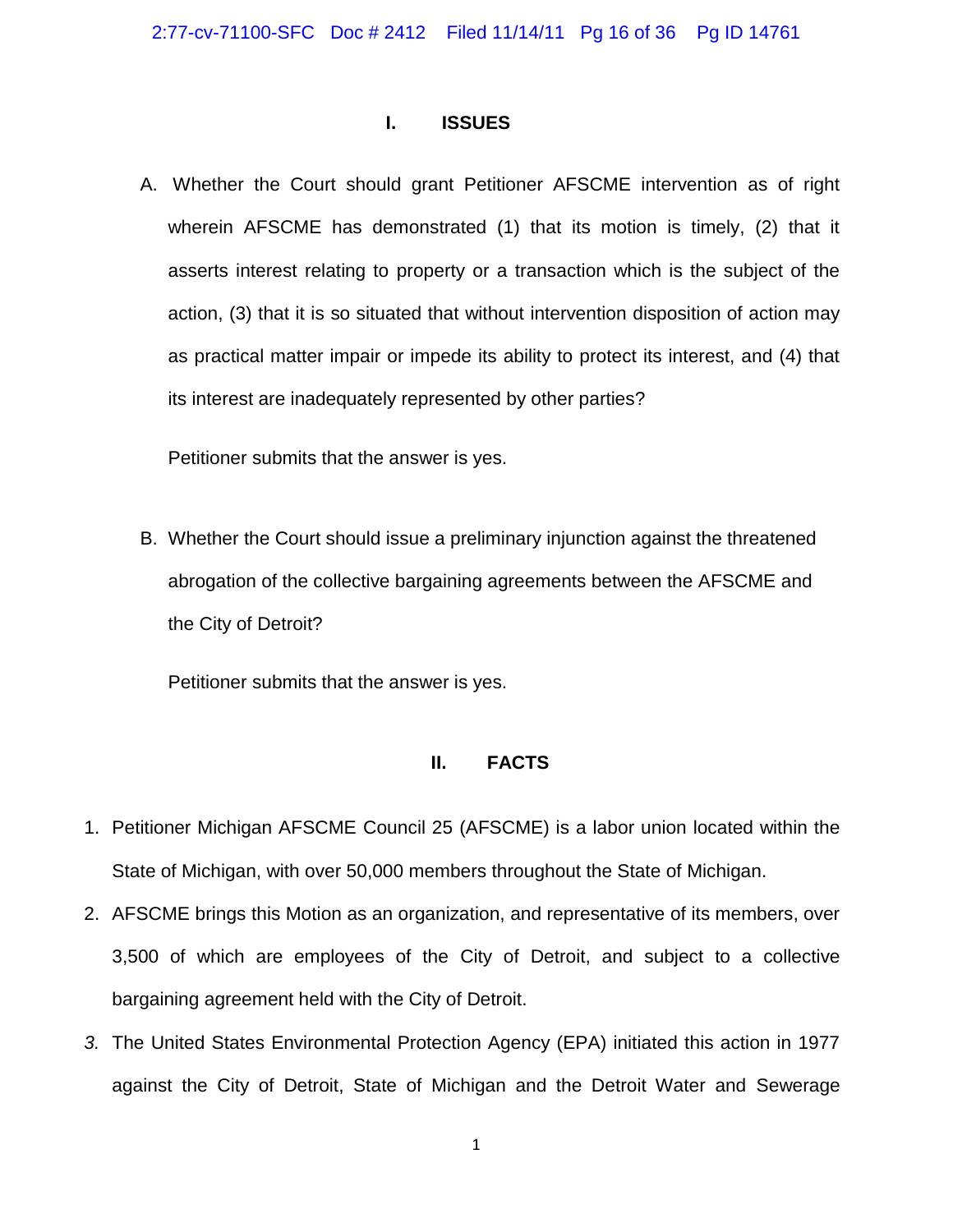## I. ISSUES

A. Whether the Court should grant Petitioner AFSCME intervention as of right wherein AFSCME has demonstrated (1) that its motion is timely, (2) that it asserts interest relating to property or a transaction which is the subject of the action, (3) that it is so situated that without intervention disposition of action may as practical matter impair or impede its ability to protect its interest, and (4) that its interest are inadequately represented by other parties?

Petitioner submits that the answer is yes.

B. Whether the Court should issue a preliminary injunction against the threatened abrogation of the collective bargaining agreements between the AFSCME and the City of Detroit?

Petitioner submits that the answer is yes.

## II. FACTS

1. Petitioner Michigan AFSCME Council 25 (AFSCME) is a labor union located within the State of Michigan, with over 50,000 members throughout the State of Michigan.
2. AFSCME brings this Motion as an organization, and representative of its members, over 3,500 of which are employees of the City of Detroit, and subject to a collective bargaining agreement held with the City of Detroit.
3. The United States Environmental Protection Agency (EPA) initiated this action in 1977 against the City of Detroit, State of Michigan and the Detroit Water and Sewerage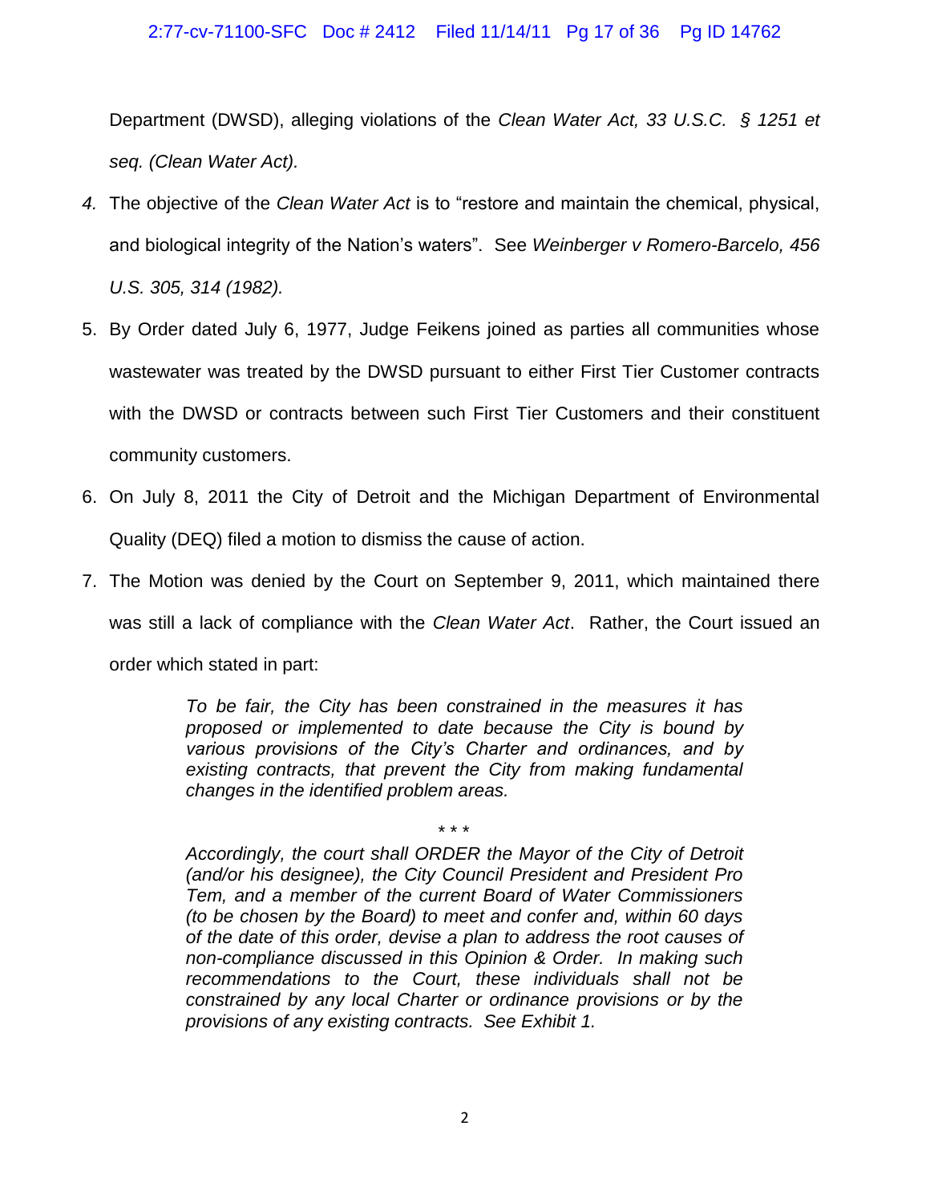Department (DWSD), alleging violations of the *Clean Water Act, 33 U.S.C. § 1251 et seq. (Clean Water Act).*

*4.* The objective of the *Clean Water Act* is to "restore and maintain the chemical, physical, and biological integrity of the Nation's waters". See *Weinberger v Romero-Barcelo, 456 U.S. 305, 314 (1982).*

5. By Order dated July 6, 1977, Judge Feikens joined as parties all communities whose wastewater was treated by the DWSD pursuant to either First Tier Customer contracts with the DWSD or contracts between such First Tier Customers and their constituent community customers.

6. On July 8, 2011 the City of Detroit and the Michigan Department of Environmental Quality (DEQ) filed a motion to dismiss the cause of action.

7. The Motion was denied by the Court on September 9, 2011, which maintained there was still a lack of compliance with the *Clean Water Act*. Rather, the Court issued an order which stated in part:

> *To be fair, the City has been constrained in the measures it has proposed or implemented to date because the City is bound by various provisions of the City's Charter and ordinances, and by existing contracts, that prevent the City from making fundamental changes in the identified problem areas.*
>
> \* \* \*
>
> *Accordingly, the court shall ORDER the Mayor of the City of Detroit (and/or his designee), the City Council President and President Pro Tem, and a member of the current Board of Water Commissioners (to be chosen by the Board) to meet and confer and, within 60 days of the date of this order, devise a plan to address the root causes of non-compliance discussed in this Opinion & Order. In making such recommendations to the Court, these individuals shall not be constrained by any local Charter or ordinance provisions or by the provisions of any existing contracts. See Exhibit 1.*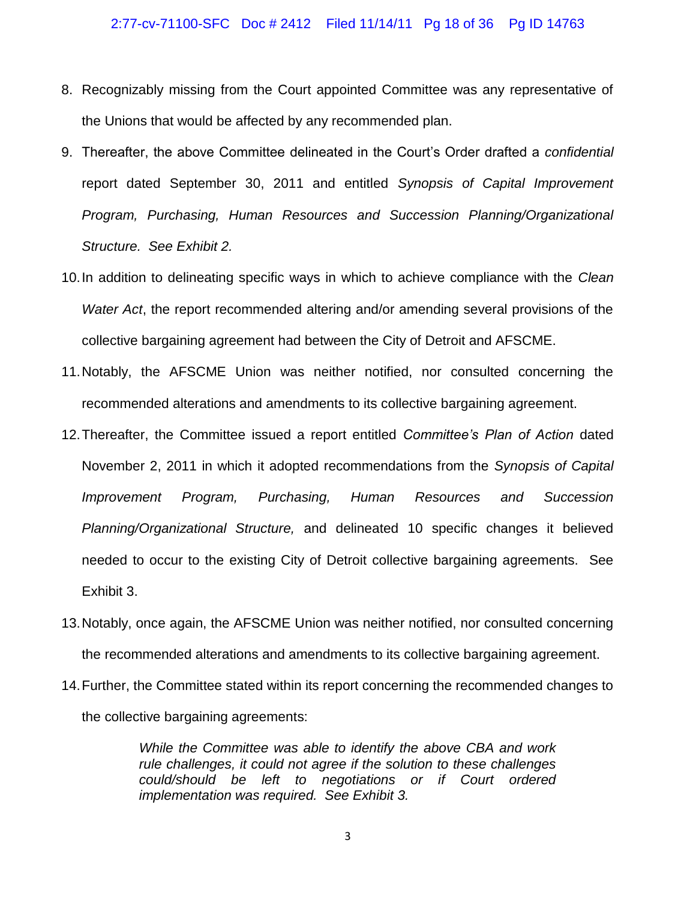8. Recognizably missing from the Court appointed Committee was any representative of the Unions that would be affected by any recommended plan.
9. Thereafter, the above Committee delineated in the Court's Order drafted a *confidential* report dated September 30, 2011 and entitled *Synopsis of Capital Improvement Program, Purchasing, Human Resources and Succession Planning/Organizational Structure. See Exhibit 2.*
10. In addition to delineating specific ways in which to achieve compliance with the *Clean Water Act*, the report recommended altering and/or amending several provisions of the collective bargaining agreement had between the City of Detroit and AFSCME.
11. Notably, the AFSCME Union was neither notified, nor consulted concerning the recommended alterations and amendments to its collective bargaining agreement.
12. Thereafter, the Committee issued a report entitled *Committee's Plan of Action* dated November 2, 2011 in which it adopted recommendations from the *Synopsis of Capital Improvement Program, Purchasing, Human Resources and Succession Planning/Organizational Structure,* and delineated 10 specific changes it believed needed to occur to the existing City of Detroit collective bargaining agreements. See Exhibit 3.
13. Notably, once again, the AFSCME Union was neither notified, nor consulted concerning the recommended alterations and amendments to its collective bargaining agreement.
14. Further, the Committee stated within its report concerning the recommended changes to the collective bargaining agreements:

> *While the Committee was able to identify the above CBA and work rule challenges, it could not agree if the solution to these challenges could/should be left to negotiations or if Court ordered implementation was required. See Exhibit 3.*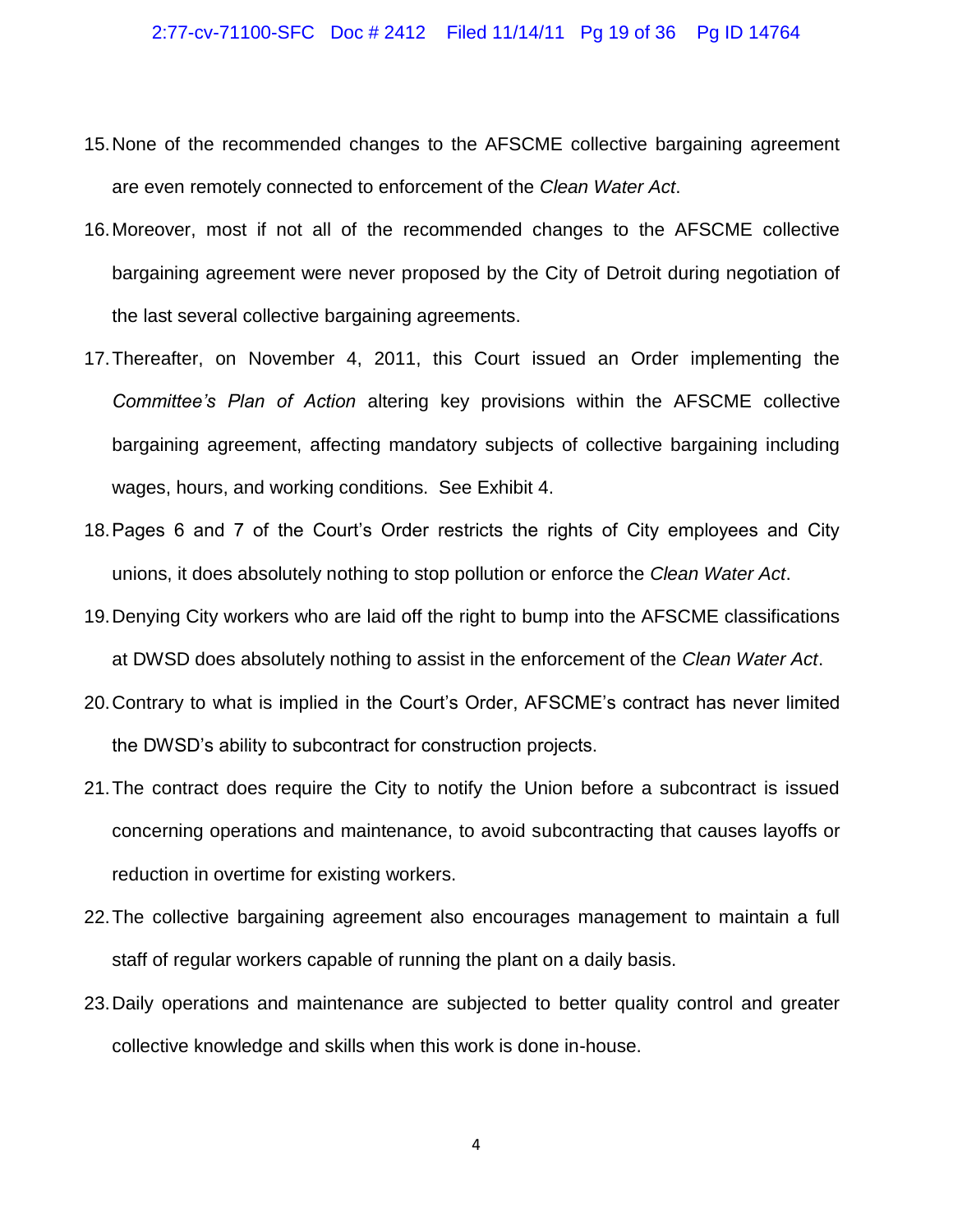15. None of the recommended changes to the AFSCME collective bargaining agreement are even remotely connected to enforcement of the *Clean Water Act*.
16. Moreover, most if not all of the recommended changes to the AFSCME collective bargaining agreement were never proposed by the City of Detroit during negotiation of the last several collective bargaining agreements.
17. Thereafter, on November 4, 2011, this Court issued an Order implementing the *Committee's Plan of Action* altering key provisions within the AFSCME collective bargaining agreement, affecting mandatory subjects of collective bargaining including wages, hours, and working conditions. See Exhibit 4.
18. Pages 6 and 7 of the Court's Order restricts the rights of City employees and City unions, it does absolutely nothing to stop pollution or enforce the *Clean Water Act*.
19. Denying City workers who are laid off the right to bump into the AFSCME classifications at DWSD does absolutely nothing to assist in the enforcement of the *Clean Water Act*.
20. Contrary to what is implied in the Court's Order, AFSCME's contract has never limited the DWSD's ability to subcontract for construction projects.
21. The contract does require the City to notify the Union before a subcontract is issued concerning operations and maintenance, to avoid subcontracting that causes layoffs or reduction in overtime for existing workers.
22. The collective bargaining agreement also encourages management to maintain a full staff of regular workers capable of running the plant on a daily basis.
23. Daily operations and maintenance are subjected to better quality control and greater collective knowledge and skills when this work is done in-house.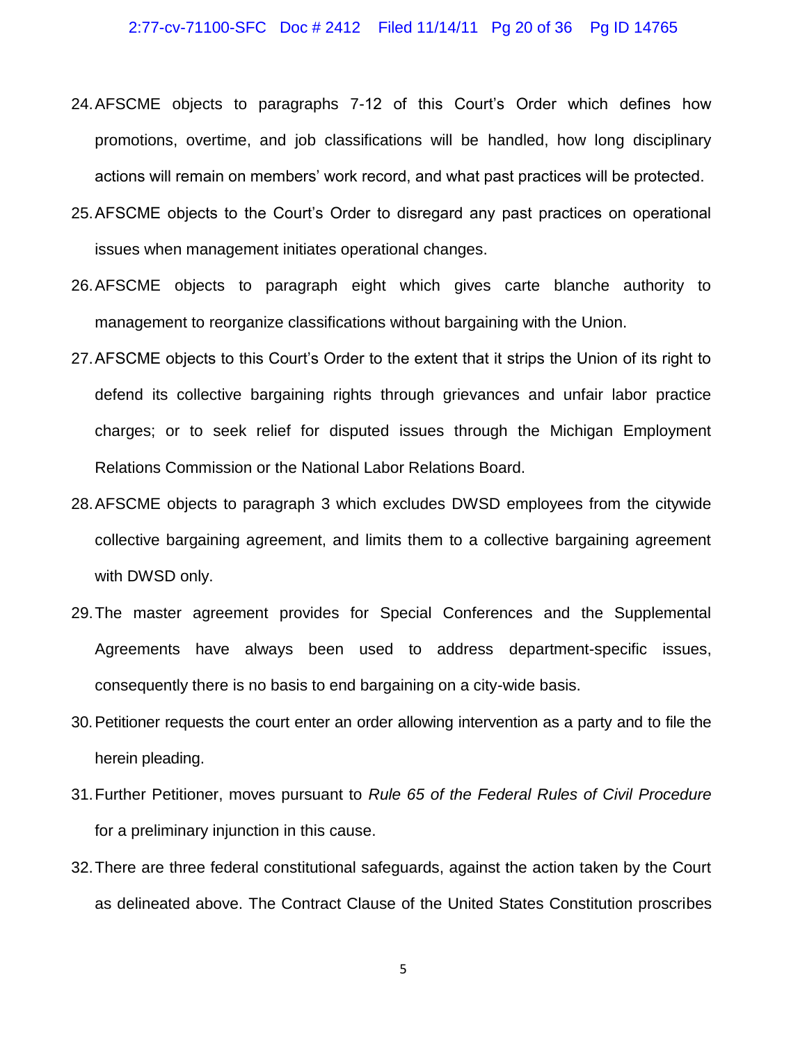24. AFSCME objects to paragraphs 7-12 of this Court's Order which defines how promotions, overtime, and job classifications will be handled, how long disciplinary actions will remain on members' work record, and what past practices will be protected.

25. AFSCME objects to the Court's Order to disregard any past practices on operational issues when management initiates operational changes.

26. AFSCME objects to paragraph eight which gives carte blanche authority to management to reorganize classifications without bargaining with the Union.

27. AFSCME objects to this Court's Order to the extent that it strips the Union of its right to defend its collective bargaining rights through grievances and unfair labor practice charges; or to seek relief for disputed issues through the Michigan Employment Relations Commission or the National Labor Relations Board.

28. AFSCME objects to paragraph 3 which excludes DWSD employees from the citywide collective bargaining agreement, and limits them to a collective bargaining agreement with DWSD only.

29. The master agreement provides for Special Conferences and the Supplemental Agreements have always been used to address department-specific issues, consequently there is no basis to end bargaining on a city-wide basis.

30. Petitioner requests the court enter an order allowing intervention as a party and to file the herein pleading.

31. Further Petitioner, moves pursuant to *Rule 65 of the Federal Rules of Civil Procedure* for a preliminary injunction in this cause.

32. There are three federal constitutional safeguards, against the action taken by the Court as delineated above. The Contract Clause of the United States Constitution proscribes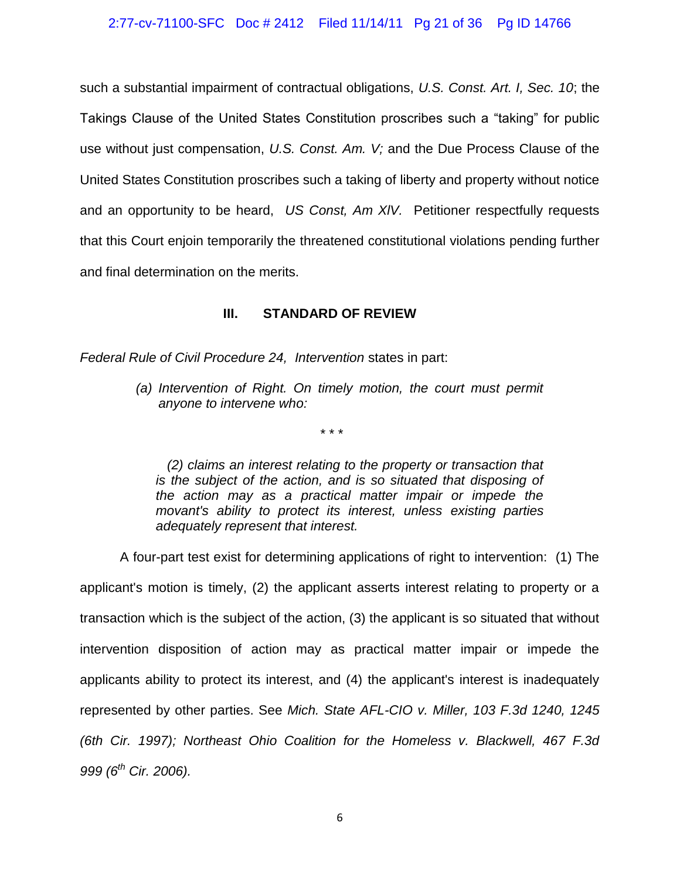such a substantial impairment of contractual obligations, *U.S. Const. Art. I, Sec. 10*; the Takings Clause of the United States Constitution proscribes such a "taking" for public use without just compensation, *U.S. Const. Am. V;* and the Due Process Clause of the United States Constitution proscribes such a taking of liberty and property without notice and an opportunity to be heard, *US Const, Am XIV.* Petitioner respectfully requests that this Court enjoin temporarily the threatened constitutional violations pending further and final determination on the merits.

## III. STANDARD OF REVIEW

*Federal Rule of Civil Procedure 24, Intervention* states in part:

> *(a) Intervention of Right. On timely motion, the court must permit anyone to intervene who:*
>
> \* \* \*
>
> *(2) claims an interest relating to the property or transaction that is the subject of the action, and is so situated that disposing of the action may as a practical matter impair or impede the movant's ability to protect its interest, unless existing parties adequately represent that interest.*

A four-part test exist for determining applications of right to intervention: (1) The applicant's motion is timely, (2) the applicant asserts interest relating to property or a transaction which is the subject of the action, (3) the applicant is so situated that without intervention disposition of action may as practical matter impair or impede the applicants ability to protect its interest, and (4) the applicant's interest is inadequately represented by other parties. See *Mich. State AFL-CIO v. Miller, 103 F.3d 1240, 1245 (6th Cir. 1997); Northeast Ohio Coalition for the Homeless v. Blackwell, 467 F.3d 999 (6th Cir. 2006).*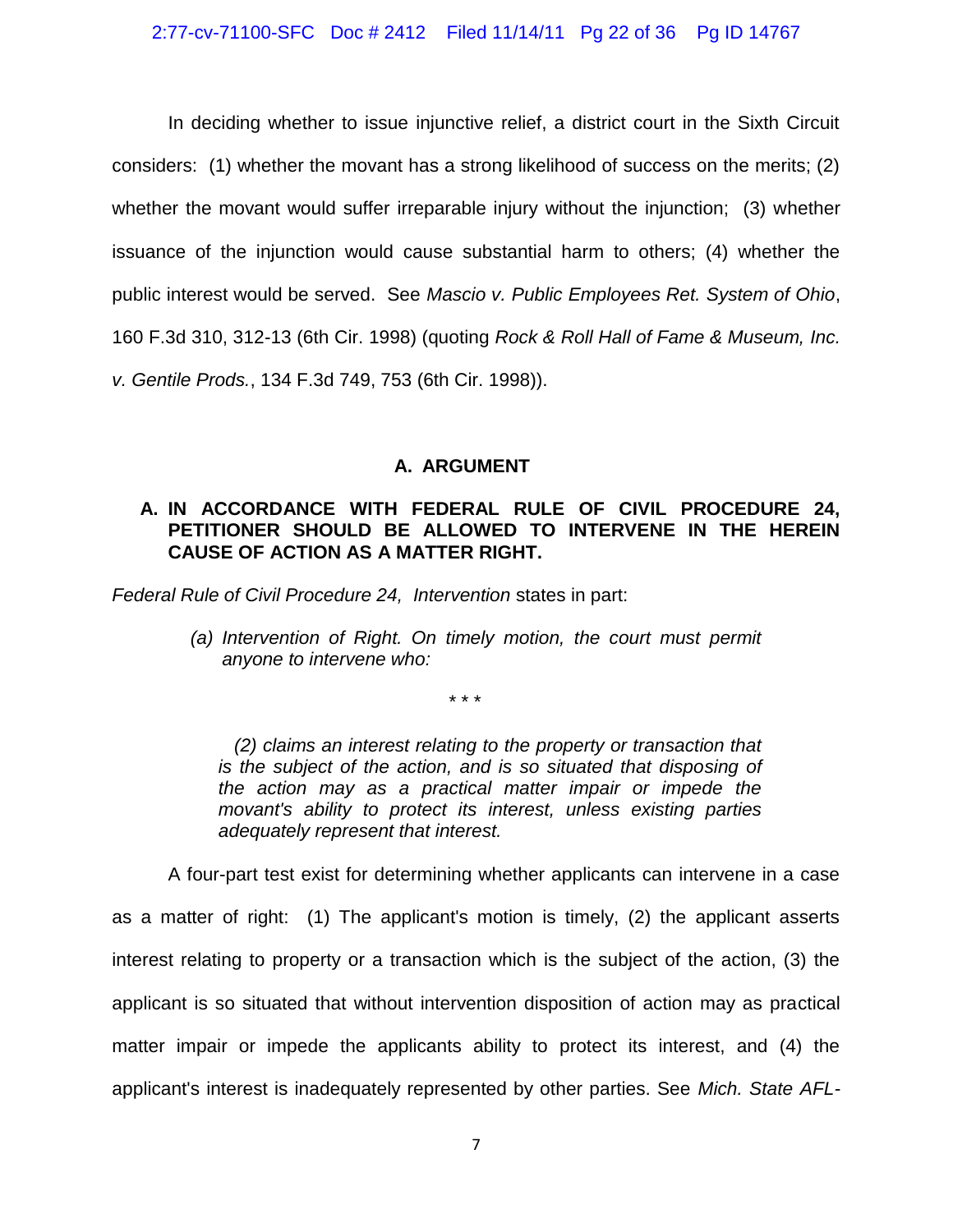In deciding whether to issue injunctive relief, a district court in the Sixth Circuit considers: (1) whether the movant has a strong likelihood of success on the merits; (2) whether the movant would suffer irreparable injury without the injunction; (3) whether issuance of the injunction would cause substantial harm to others; (4) whether the public interest would be served. See *Mascio v. Public Employees Ret. System of Ohio*, 160 F.3d 310, 312-13 (6th Cir. 1998) (quoting *Rock & Roll Hall of Fame & Museum, Inc. v. Gentile Prods.*, 134 F.3d 749, 753 (6th Cir. 1998)).

## A. ARGUMENT

### A. IN ACCORDANCE WITH FEDERAL RULE OF CIVIL PROCEDURE 24, PETITIONER SHOULD BE ALLOWED TO INTERVENE IN THE HEREIN CAUSE OF ACTION AS A MATTER RIGHT.

*Federal Rule of Civil Procedure 24, Intervention* states in part:

> *(a) Intervention of Right. On timely motion, the court must permit anyone to intervene who:*
>
> \* \* \*
>
> *(2) claims an interest relating to the property or transaction that is the subject of the action, and is so situated that disposing of the action may as a practical matter impair or impede the movant's ability to protect its interest, unless existing parties adequately represent that interest.*

A four-part test exist for determining whether applicants can intervene in a case as a matter of right: (1) The applicant's motion is timely, (2) the applicant asserts interest relating to property or a transaction which is the subject of the action, (3) the applicant is so situated that without intervention disposition of action may as practical matter impair or impede the applicants ability to protect its interest, and (4) the applicant's interest is inadequately represented by other parties. See *Mich. State AFL-*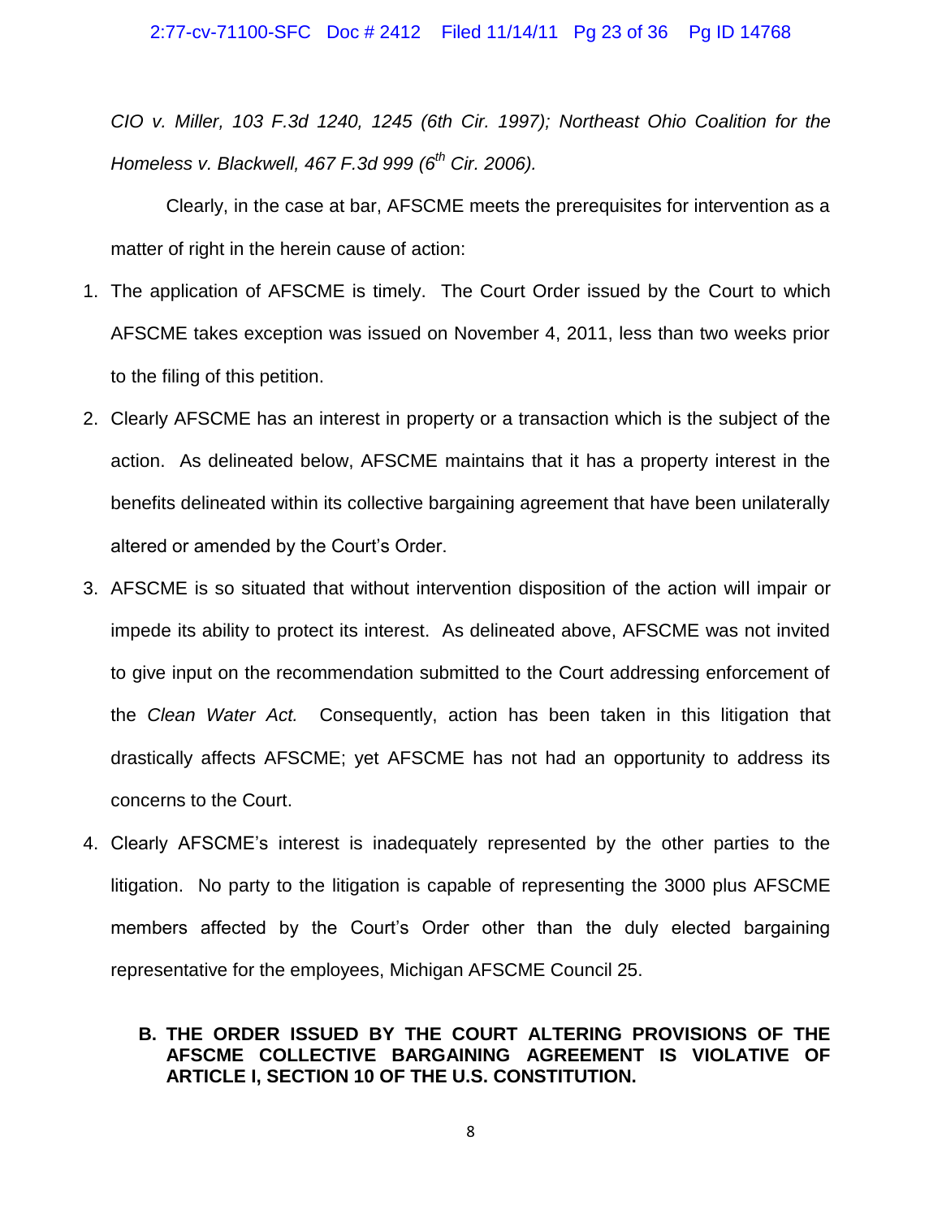*CIO v. Miller, 103 F.3d 1240, 1245 (6th Cir. 1997); Northeast Ohio Coalition for the Homeless v. Blackwell, 467 F.3d 999 (6th Cir. 2006).*

Clearly, in the case at bar, AFSCME meets the prerequisites for intervention as a matter of right in the herein cause of action:

1. The application of AFSCME is timely. The Court Order issued by the Court to which AFSCME takes exception was issued on November 4, 2011, less than two weeks prior to the filing of this petition.
2. Clearly AFSCME has an interest in property or a transaction which is the subject of the action. As delineated below, AFSCME maintains that it has a property interest in the benefits delineated within its collective bargaining agreement that have been unilaterally altered or amended by the Court's Order.
3. AFSCME is so situated that without intervention disposition of the action will impair or impede its ability to protect its interest. As delineated above, AFSCME was not invited to give input on the recommendation submitted to the Court addressing enforcement of the *Clean Water Act.* Consequently, action has been taken in this litigation that drastically affects AFSCME; yet AFSCME has not had an opportunity to address its concerns to the Court.
4. Clearly AFSCME's interest is inadequately represented by the other parties to the litigation. No party to the litigation is capable of representing the 3000 plus AFSCME members affected by the Court's Order other than the duly elected bargaining representative for the employees, Michigan AFSCME Council 25.

**B. THE ORDER ISSUED BY THE COURT ALTERING PROVISIONS OF THE AFSCME COLLECTIVE BARGAINING AGREEMENT IS VIOLATIVE OF ARTICLE I, SECTION 10 OF THE U.S. CONSTITUTION.**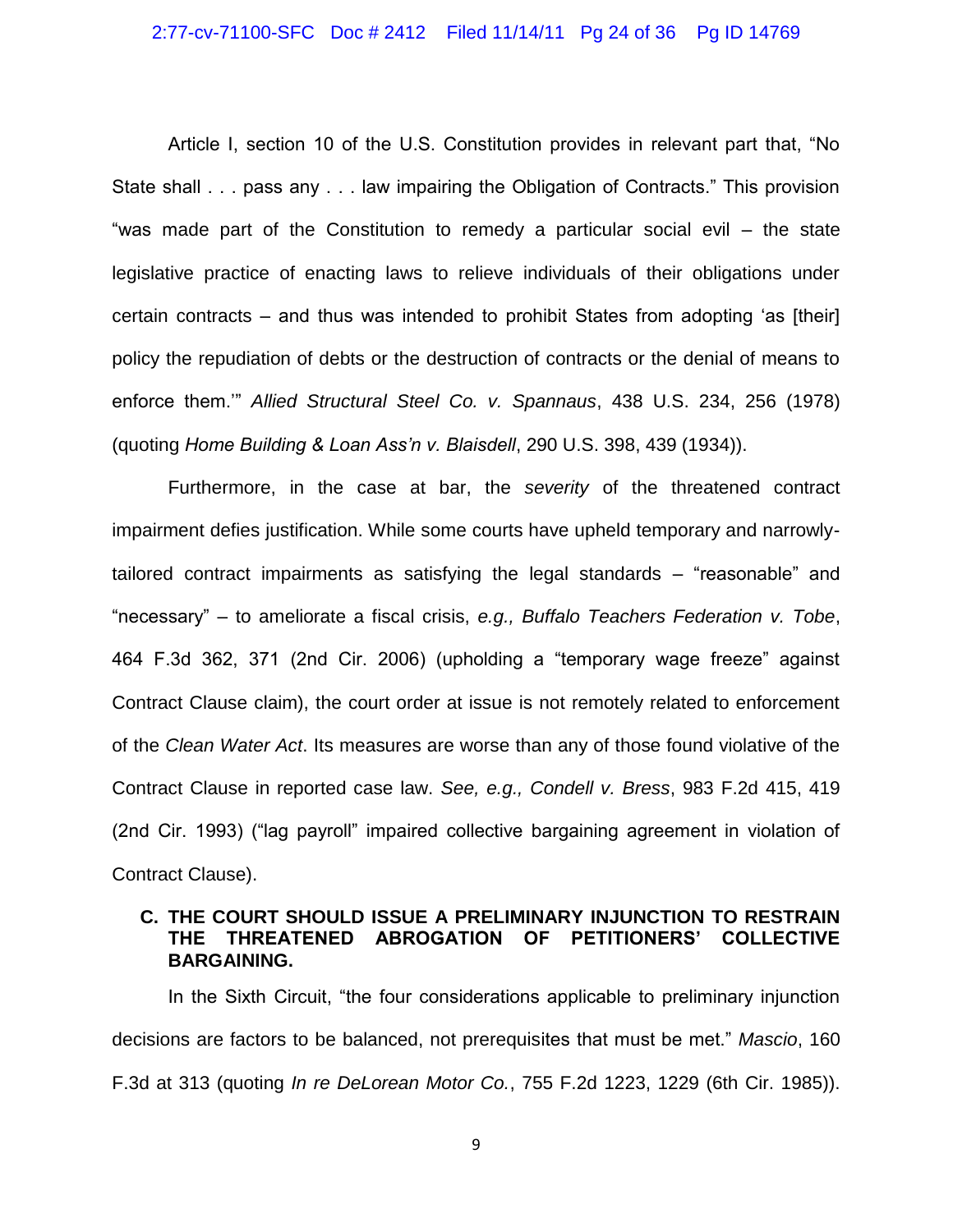Article I, section 10 of the U.S. Constitution provides in relevant part that, "No State shall . . . pass any . . . law impairing the Obligation of Contracts." This provision "was made part of the Constitution to remedy a particular social evil – the state legislative practice of enacting laws to relieve individuals of their obligations under certain contracts – and thus was intended to prohibit States from adopting 'as [their] policy the repudiation of debts or the destruction of contracts or the denial of means to enforce them.'" *Allied Structural Steel Co. v. Spannaus*, 438 U.S. 234, 256 (1978) (quoting *Home Building & Loan Ass'n v. Blaisdell*, 290 U.S. 398, 439 (1934)).

Furthermore, in the case at bar, the *severity* of the threatened contract impairment defies justification. While some courts have upheld temporary and narrowly-tailored contract impairments as satisfying the legal standards – "reasonable" and "necessary" – to ameliorate a fiscal crisis, *e.g., Buffalo Teachers Federation v. Tobe*, 464 F.3d 362, 371 (2nd Cir. 2006) (upholding a "temporary wage freeze" against Contract Clause claim), the court order at issue is not remotely related to enforcement of the *Clean Water Act*. Its measures are worse than any of those found violative of the Contract Clause in reported case law. *See, e.g., Condell v. Bress*, 983 F.2d 415, 419 (2nd Cir. 1993) ("lag payroll" impaired collective bargaining agreement in violation of Contract Clause).

### C. THE COURT SHOULD ISSUE A PRELIMINARY INJUNCTION TO RESTRAIN THE THREATENED ABROGATION OF PETITIONERS' COLLECTIVE BARGAINING.

In the Sixth Circuit, "the four considerations applicable to preliminary injunction decisions are factors to be balanced, not prerequisites that must be met." *Mascio*, 160 F.3d at 313 (quoting *In re DeLorean Motor Co.*, 755 F.2d 1223, 1229 (6th Cir. 1985)).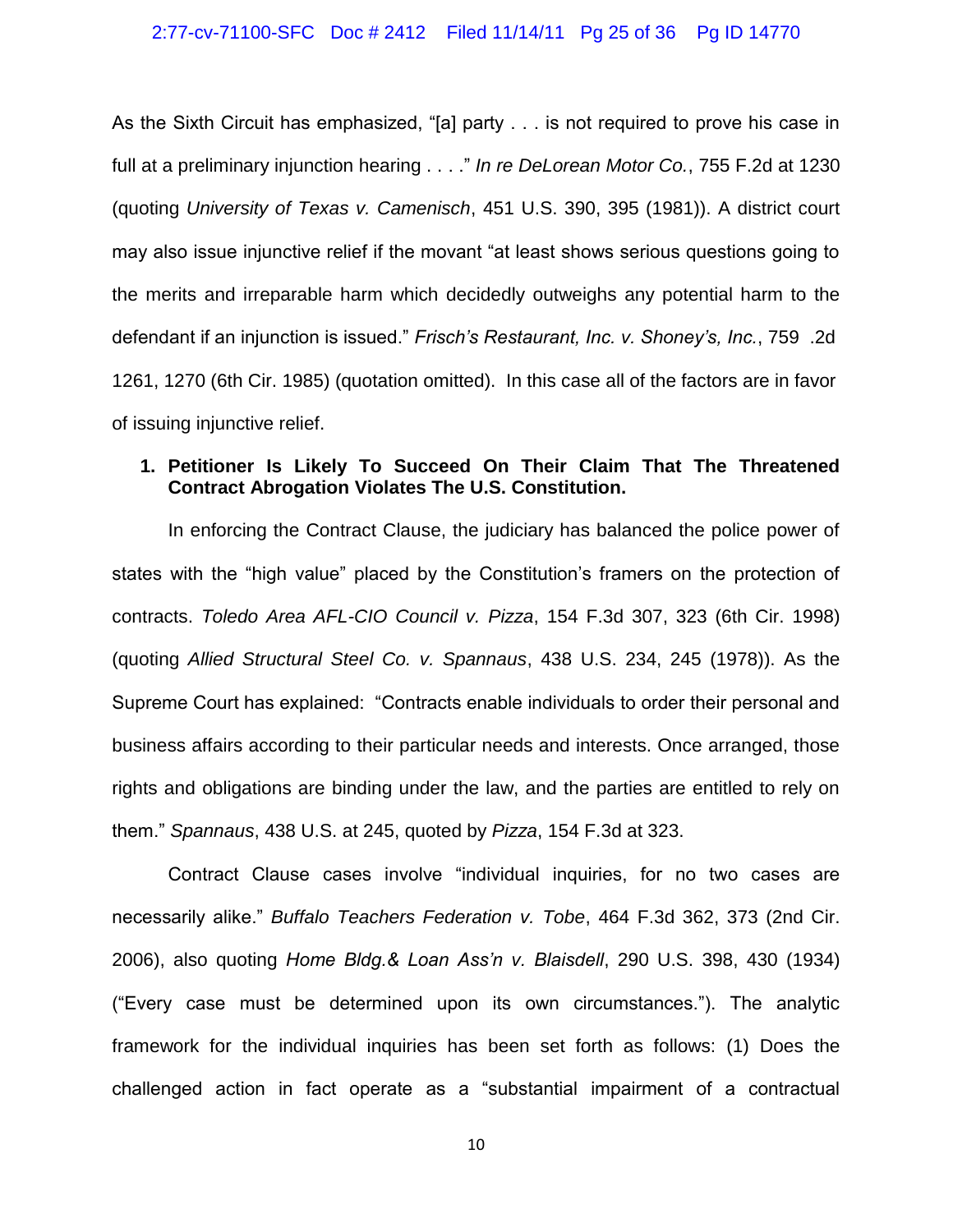As the Sixth Circuit has emphasized, "[a] party . . . is not required to prove his case in full at a preliminary injunction hearing . . . ." *In re DeLorean Motor Co.*, 755 F.2d at 1230 (quoting *University of Texas v. Camenisch*, 451 U.S. 390, 395 (1981)). A district court may also issue injunctive relief if the movant "at least shows serious questions going to the merits and irreparable harm which decidedly outweighs any potential harm to the defendant if an injunction is issued." *Frisch's Restaurant, Inc. v. Shoney's, Inc.*, 759 .2d 1261, 1270 (6th Cir. 1985) (quotation omitted). In this case all of the factors are in favor of issuing injunctive relief.

**1. Petitioner Is Likely To Succeed On Their Claim That The Threatened Contract Abrogation Violates The U.S. Constitution.**

In enforcing the Contract Clause, the judiciary has balanced the police power of states with the "high value" placed by the Constitution's framers on the protection of contracts. *Toledo Area AFL-CIO Council v. Pizza*, 154 F.3d 307, 323 (6th Cir. 1998) (quoting *Allied Structural Steel Co. v. Spannaus*, 438 U.S. 234, 245 (1978)). As the Supreme Court has explained: "Contracts enable individuals to order their personal and business affairs according to their particular needs and interests. Once arranged, those rights and obligations are binding under the law, and the parties are entitled to rely on them." *Spannaus*, 438 U.S. at 245, quoted by *Pizza*, 154 F.3d at 323.

Contract Clause cases involve "individual inquiries, for no two cases are necessarily alike." *Buffalo Teachers Federation v. Tobe*, 464 F.3d 362, 373 (2nd Cir. 2006), also quoting *Home Bldg.& Loan Ass'n v. Blaisdell*, 290 U.S. 398, 430 (1934) ("Every case must be determined upon its own circumstances."). The analytic framework for the individual inquiries has been set forth as follows: (1) Does the challenged action in fact operate as a "substantial impairment of a contractual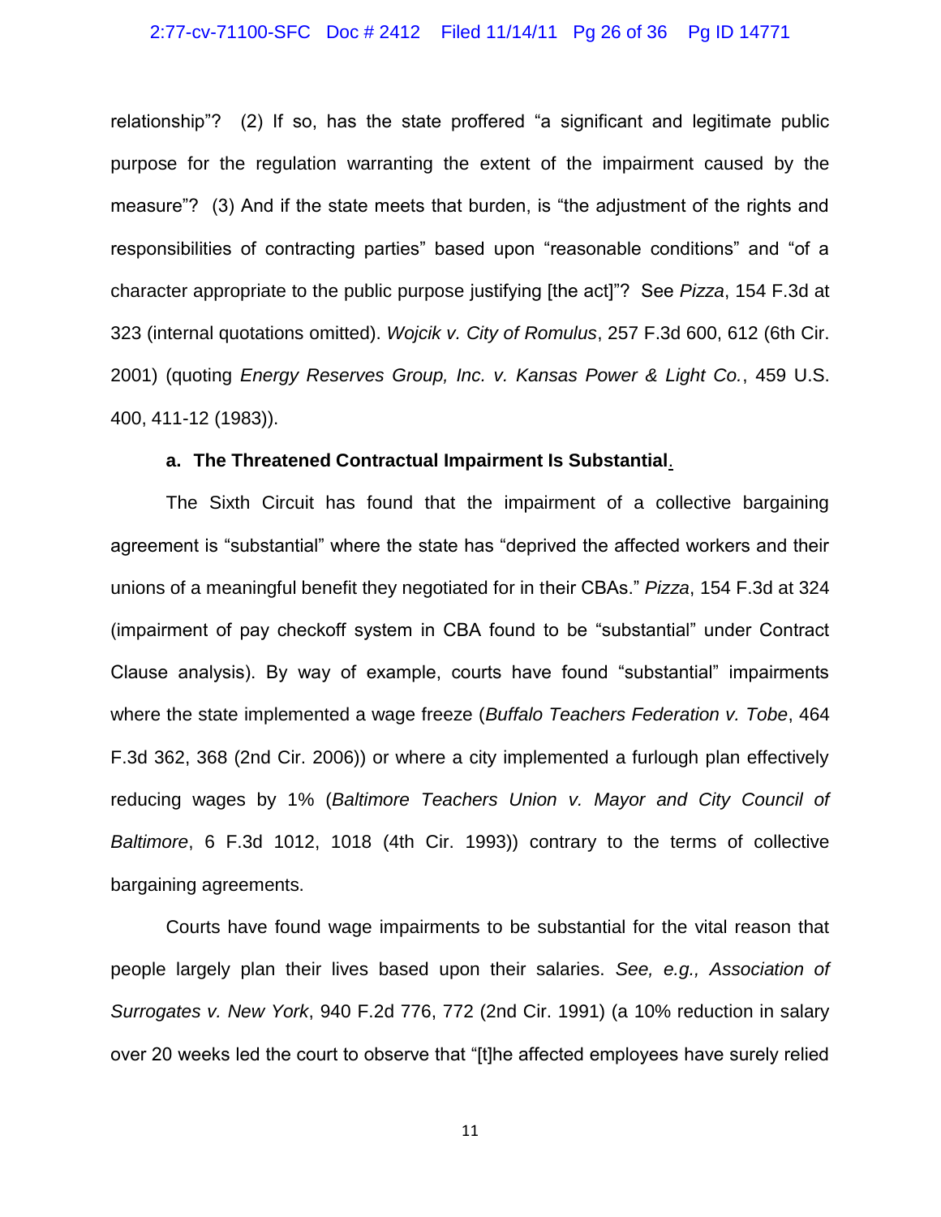relationship"? (2) If so, has the state proffered "a significant and legitimate public purpose for the regulation warranting the extent of the impairment caused by the measure"? (3) And if the state meets that burden, is "the adjustment of the rights and responsibilities of contracting parties" based upon "reasonable conditions" and "of a character appropriate to the public purpose justifying [the act]"? See *Pizza*, 154 F.3d at 323 (internal quotations omitted). *Wojcik v. City of Romulus*, 257 F.3d 600, 612 (6th Cir. 2001) (quoting *Energy Reserves Group, Inc. v. Kansas Power & Light Co.*, 459 U.S. 400, 411-12 (1983)).

**a. The Threatened Contractual Impairment Is Substantial**.

The Sixth Circuit has found that the impairment of a collective bargaining agreement is "substantial" where the state has "deprived the affected workers and their unions of a meaningful benefit they negotiated for in their CBAs." *Pizza*, 154 F.3d at 324 (impairment of pay checkoff system in CBA found to be "substantial" under Contract Clause analysis). By way of example, courts have found "substantial" impairments where the state implemented a wage freeze (*Buffalo Teachers Federation v. Tobe*, 464 F.3d 362, 368 (2nd Cir. 2006)) or where a city implemented a furlough plan effectively reducing wages by 1% (*Baltimore Teachers Union v. Mayor and City Council of Baltimore*, 6 F.3d 1012, 1018 (4th Cir. 1993)) contrary to the terms of collective bargaining agreements.

Courts have found wage impairments to be substantial for the vital reason that people largely plan their lives based upon their salaries. *See, e.g., Association of Surrogates v. New York*, 940 F.2d 776, 772 (2nd Cir. 1991) (a 10% reduction in salary over 20 weeks led the court to observe that "[t]he affected employees have surely relied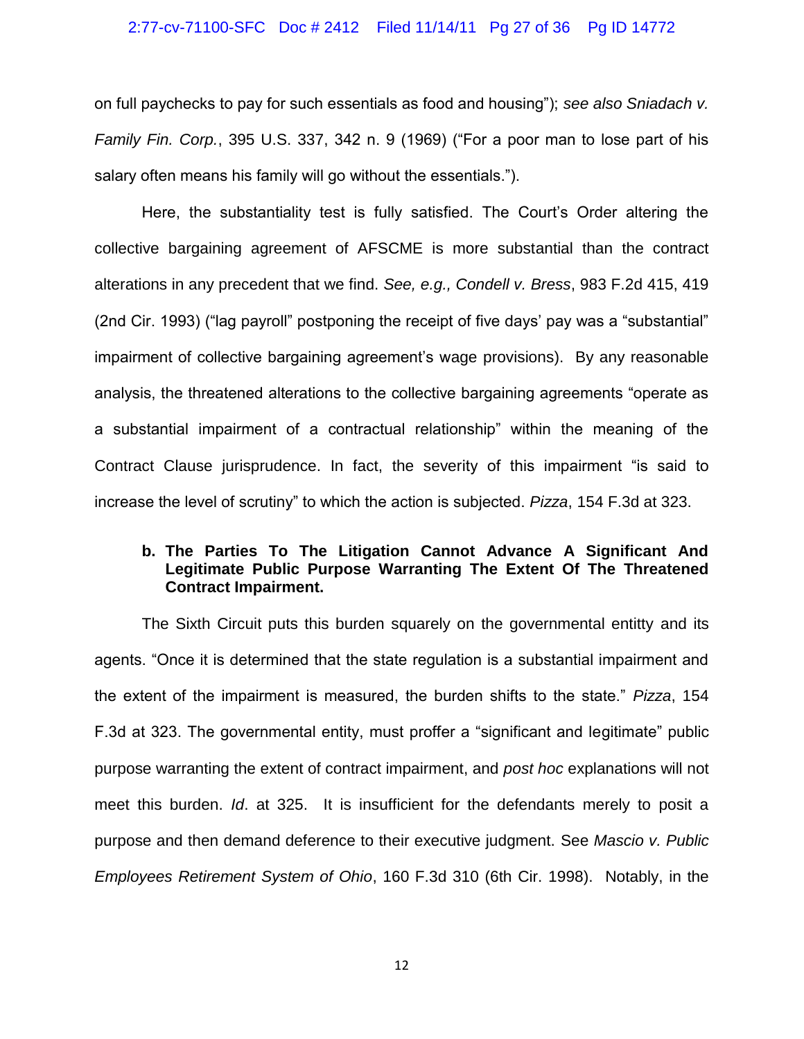on full paychecks to pay for such essentials as food and housing"); *see also Sniadach v. Family Fin. Corp.*, 395 U.S. 337, 342 n. 9 (1969) ("For a poor man to lose part of his salary often means his family will go without the essentials.").

Here, the substantiality test is fully satisfied. The Court's Order altering the collective bargaining agreement of AFSCME is more substantial than the contract alterations in any precedent that we find. *See, e.g., Condell v. Bress*, 983 F.2d 415, 419 (2nd Cir. 1993) ("lag payroll" postponing the receipt of five days' pay was a "substantial" impairment of collective bargaining agreement's wage provisions). By any reasonable analysis, the threatened alterations to the collective bargaining agreements "operate as a substantial impairment of a contractual relationship" within the meaning of the Contract Clause jurisprudence. In fact, the severity of this impairment "is said to increase the level of scrutiny" to which the action is subjected. *Pizza*, 154 F.3d at 323.

**b. The Parties To The Litigation Cannot Advance A Significant And Legitimate Public Purpose Warranting The Extent Of The Threatened Contract Impairment.**

The Sixth Circuit puts this burden squarely on the governmental entitty and its agents. "Once it is determined that the state regulation is a substantial impairment and the extent of the impairment is measured, the burden shifts to the state." *Pizza*, 154 F.3d at 323. The governmental entity, must proffer a "significant and legitimate" public purpose warranting the extent of contract impairment, and *post hoc* explanations will not meet this burden. *Id*. at 325. It is insufficient for the defendants merely to posit a purpose and then demand deference to their executive judgment. See *Mascio v. Public Employees Retirement System of Ohio*, 160 F.3d 310 (6th Cir. 1998). Notably, in the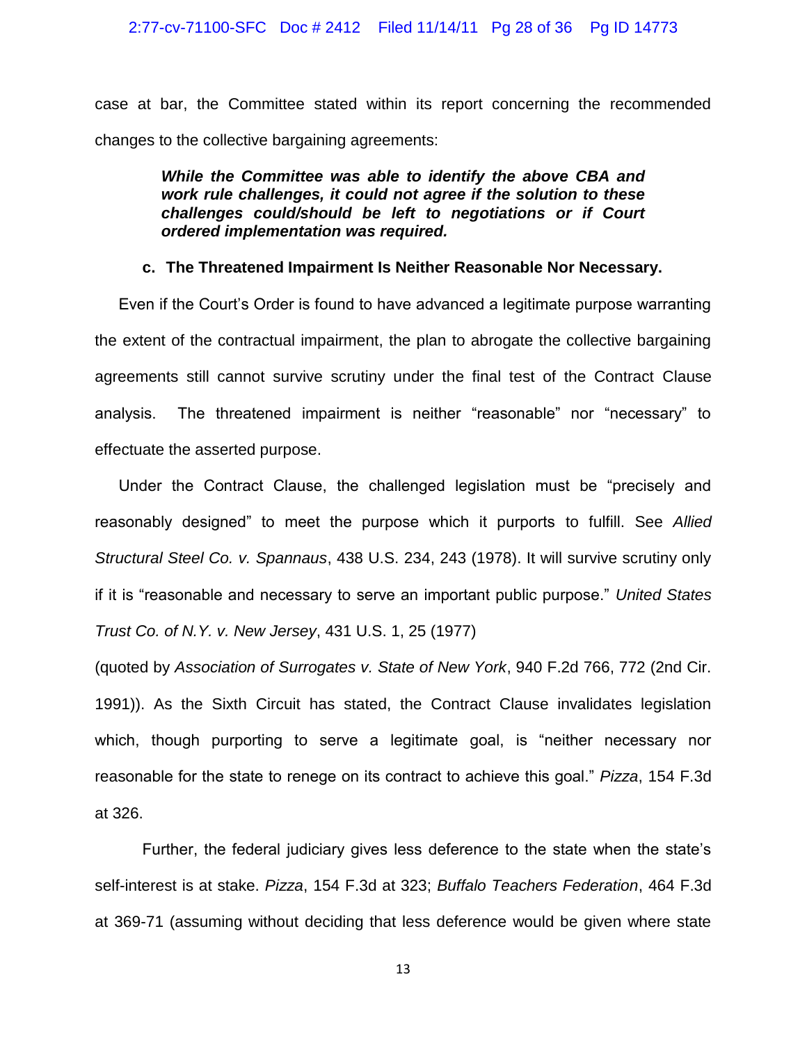case at bar, the Committee stated within its report concerning the recommended changes to the collective bargaining agreements:

> ***While the Committee was able to identify the above CBA and work rule challenges, it could not agree if the solution to these challenges could/should be left to negotiations or if Court ordered implementation was required.***

### c. The Threatened Impairment Is Neither Reasonable Nor Necessary.

Even if the Court's Order is found to have advanced a legitimate purpose warranting the extent of the contractual impairment, the plan to abrogate the collective bargaining agreements still cannot survive scrutiny under the final test of the Contract Clause analysis. The threatened impairment is neither "reasonable" nor "necessary" to effectuate the asserted purpose.

Under the Contract Clause, the challenged legislation must be "precisely and reasonably designed" to meet the purpose which it purports to fulfill. See *Allied Structural Steel Co. v. Spannaus*, 438 U.S. 234, 243 (1978). It will survive scrutiny only if it is "reasonable and necessary to serve an important public purpose." *United States Trust Co. of N.Y. v. New Jersey*, 431 U.S. 1, 25 (1977) (quoted by *Association of Surrogates v. State of New York*, 940 F.2d 766, 772 (2nd Cir. 1991)). As the Sixth Circuit has stated, the Contract Clause invalidates legislation which, though purporting to serve a legitimate goal, is "neither necessary nor reasonable for the state to renege on its contract to achieve this goal." *Pizza*, 154 F.3d at 326.

Further, the federal judiciary gives less deference to the state when the state's self-interest is at stake. *Pizza*, 154 F.3d at 323; *Buffalo Teachers Federation*, 464 F.3d at 369-71 (assuming without deciding that less deference would be given where state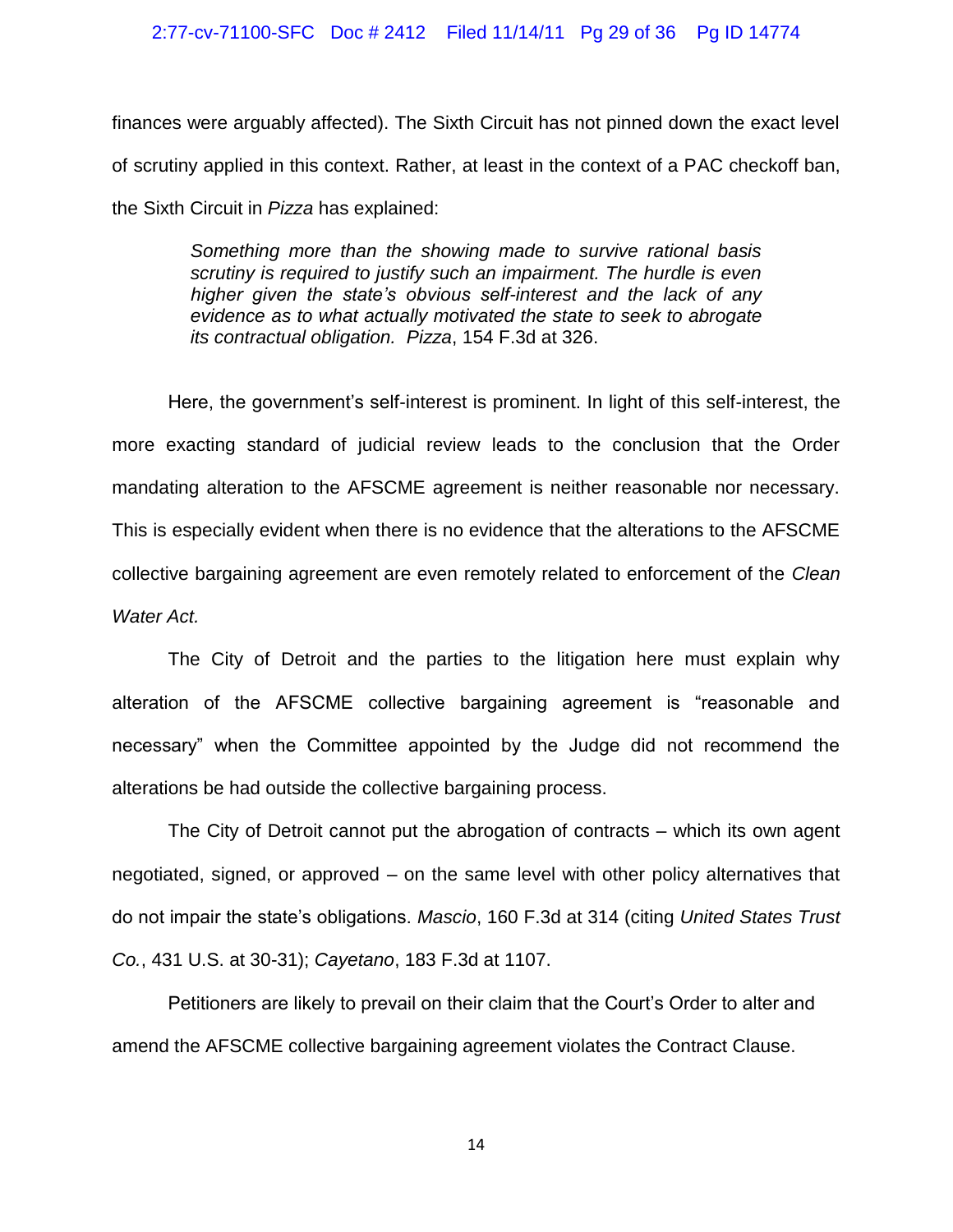finances were arguably affected). The Sixth Circuit has not pinned down the exact level of scrutiny applied in this context. Rather, at least in the context of a PAC checkoff ban, the Sixth Circuit in *Pizza* has explained:

> *Something more than the showing made to survive rational basis scrutiny is required to justify such an impairment. The hurdle is even higher given the state's obvious self-interest and the lack of any evidence as to what actually motivated the state to seek to abrogate its contractual obligation. Pizza*, 154 F.3d at 326.

Here, the government's self-interest is prominent. In light of this self-interest, the more exacting standard of judicial review leads to the conclusion that the Order mandating alteration to the AFSCME agreement is neither reasonable nor necessary. This is especially evident when there is no evidence that the alterations to the AFSCME collective bargaining agreement are even remotely related to enforcement of the *Clean Water Act.*

The City of Detroit and the parties to the litigation here must explain why alteration of the AFSCME collective bargaining agreement is "reasonable and necessary" when the Committee appointed by the Judge did not recommend the alterations be had outside the collective bargaining process.

The City of Detroit cannot put the abrogation of contracts – which its own agent negotiated, signed, or approved – on the same level with other policy alternatives that do not impair the state's obligations. *Mascio*, 160 F.3d at 314 (citing *United States Trust Co.*, 431 U.S. at 30-31); *Cayetano*, 183 F.3d at 1107.

Petitioners are likely to prevail on their claim that the Court's Order to alter and amend the AFSCME collective bargaining agreement violates the Contract Clause.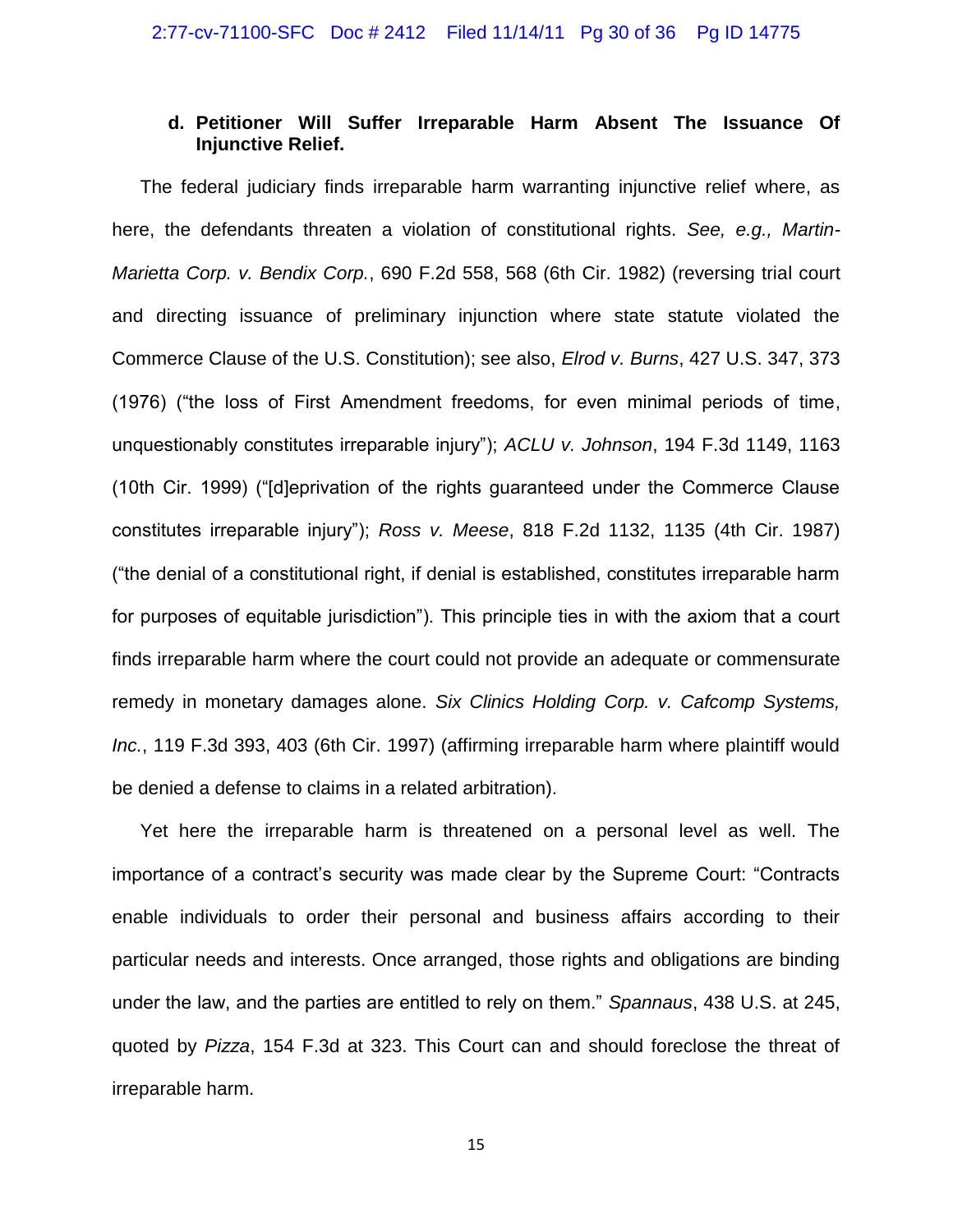**d. Petitioner Will Suffer Irreparable Harm Absent The Issuance Of Injunctive Relief.**

The federal judiciary finds irreparable harm warranting injunctive relief where, as here, the defendants threaten a violation of constitutional rights. *See, e.g., Martin-Marietta Corp. v. Bendix Corp.*, 690 F.2d 558, 568 (6th Cir. 1982) (reversing trial court and directing issuance of preliminary injunction where state statute violated the Commerce Clause of the U.S. Constitution); see also, *Elrod v. Burns*, 427 U.S. 347, 373 (1976) ("the loss of First Amendment freedoms, for even minimal periods of time, unquestionably constitutes irreparable injury"); *ACLU v. Johnson*, 194 F.3d 1149, 1163 (10th Cir. 1999) ("[d]eprivation of the rights guaranteed under the Commerce Clause constitutes irreparable injury"); *Ross v. Meese*, 818 F.2d 1132, 1135 (4th Cir. 1987) ("the denial of a constitutional right, if denial is established, constitutes irreparable harm for purposes of equitable jurisdiction"). This principle ties in with the axiom that a court finds irreparable harm where the court could not provide an adequate or commensurate remedy in monetary damages alone. *Six Clinics Holding Corp. v. Cafcomp Systems, Inc.*, 119 F.3d 393, 403 (6th Cir. 1997) (affirming irreparable harm where plaintiff would be denied a defense to claims in a related arbitration).

Yet here the irreparable harm is threatened on a personal level as well. The importance of a contract's security was made clear by the Supreme Court: "Contracts enable individuals to order their personal and business affairs according to their particular needs and interests. Once arranged, those rights and obligations are binding under the law, and the parties are entitled to rely on them." *Spannaus*, 438 U.S. at 245, quoted by *Pizza*, 154 F.3d at 323. This Court can and should foreclose the threat of irreparable harm.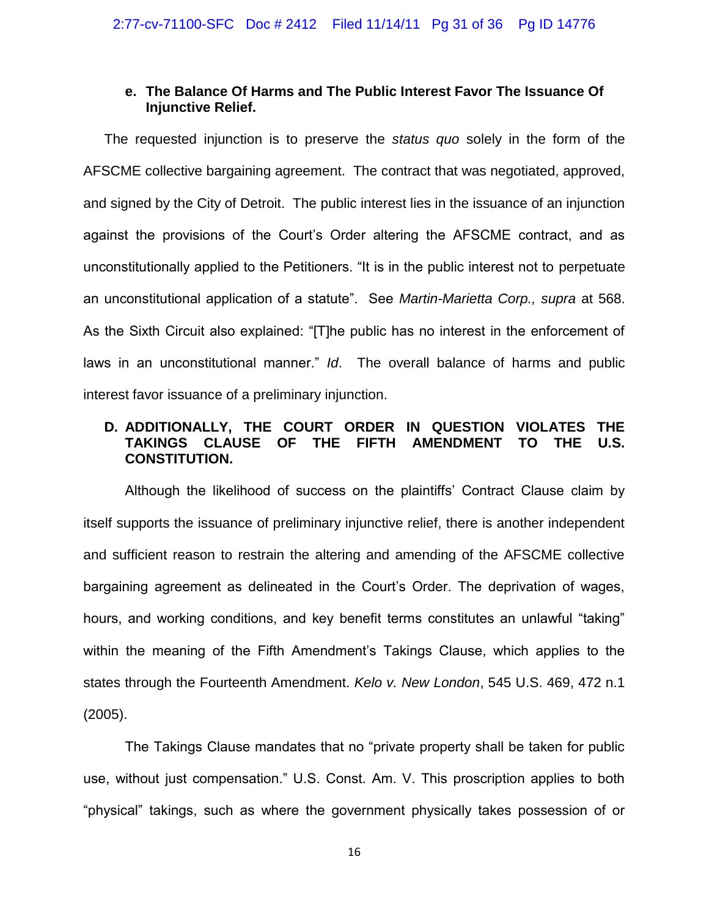**e. The Balance Of Harms and The Public Interest Favor The Issuance Of Injunctive Relief.**

The requested injunction is to preserve the *status quo* solely in the form of the AFSCME collective bargaining agreement. The contract that was negotiated, approved, and signed by the City of Detroit. The public interest lies in the issuance of an injunction against the provisions of the Court's Order altering the AFSCME contract, and as unconstitutionally applied to the Petitioners. "It is in the public interest not to perpetuate an unconstitutional application of a statute". See *Martin-Marietta Corp., supra* at 568. As the Sixth Circuit also explained: "[T]he public has no interest in the enforcement of laws in an unconstitutional manner." *Id*. The overall balance of harms and public interest favor issuance of a preliminary injunction.

**D. ADDITIONALLY, THE COURT ORDER IN QUESTION VIOLATES THE TAKINGS CLAUSE OF THE FIFTH AMENDMENT TO THE U.S. CONSTITUTION.**

Although the likelihood of success on the plaintiffs' Contract Clause claim by itself supports the issuance of preliminary injunctive relief, there is another independent and sufficient reason to restrain the altering and amending of the AFSCME collective bargaining agreement as delineated in the Court's Order. The deprivation of wages, hours, and working conditions, and key benefit terms constitutes an unlawful "taking" within the meaning of the Fifth Amendment's Takings Clause, which applies to the states through the Fourteenth Amendment. *Kelo v. New London*, 545 U.S. 469, 472 n.1 (2005).

The Takings Clause mandates that no "private property shall be taken for public use, without just compensation." U.S. Const. Am. V. This proscription applies to both "physical" takings, such as where the government physically takes possession of or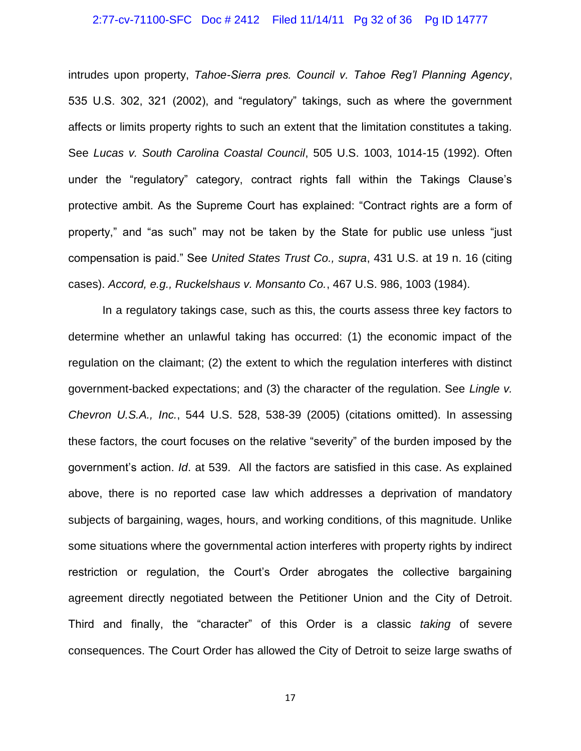intrudes upon property, *Tahoe-Sierra pres. Council v. Tahoe Reg'l Planning Agency*, 535 U.S. 302, 321 (2002), and "regulatory" takings, such as where the government affects or limits property rights to such an extent that the limitation constitutes a taking. See *Lucas v. South Carolina Coastal Council*, 505 U.S. 1003, 1014-15 (1992). Often under the "regulatory" category, contract rights fall within the Takings Clause's protective ambit. As the Supreme Court has explained: "Contract rights are a form of property," and "as such" may not be taken by the State for public use unless "just compensation is paid." See *United States Trust Co., supra*, 431 U.S. at 19 n. 16 (citing cases). *Accord, e.g., Ruckelshaus v. Monsanto Co.*, 467 U.S. 986, 1003 (1984).

In a regulatory takings case, such as this, the courts assess three key factors to determine whether an unlawful taking has occurred: (1) the economic impact of the regulation on the claimant; (2) the extent to which the regulation interferes with distinct government-backed expectations; and (3) the character of the regulation. See *Lingle v. Chevron U.S.A., Inc.*, 544 U.S. 528, 538-39 (2005) (citations omitted). In assessing these factors, the court focuses on the relative "severity" of the burden imposed by the government's action. *Id*. at 539. All the factors are satisfied in this case. As explained above, there is no reported case law which addresses a deprivation of mandatory subjects of bargaining, wages, hours, and working conditions, of this magnitude. Unlike some situations where the governmental action interferes with property rights by indirect restriction or regulation, the Court's Order abrogates the collective bargaining agreement directly negotiated between the Petitioner Union and the City of Detroit. Third and finally, the "character" of this Order is a classic *taking* of severe consequences. The Court Order has allowed the City of Detroit to seize large swaths of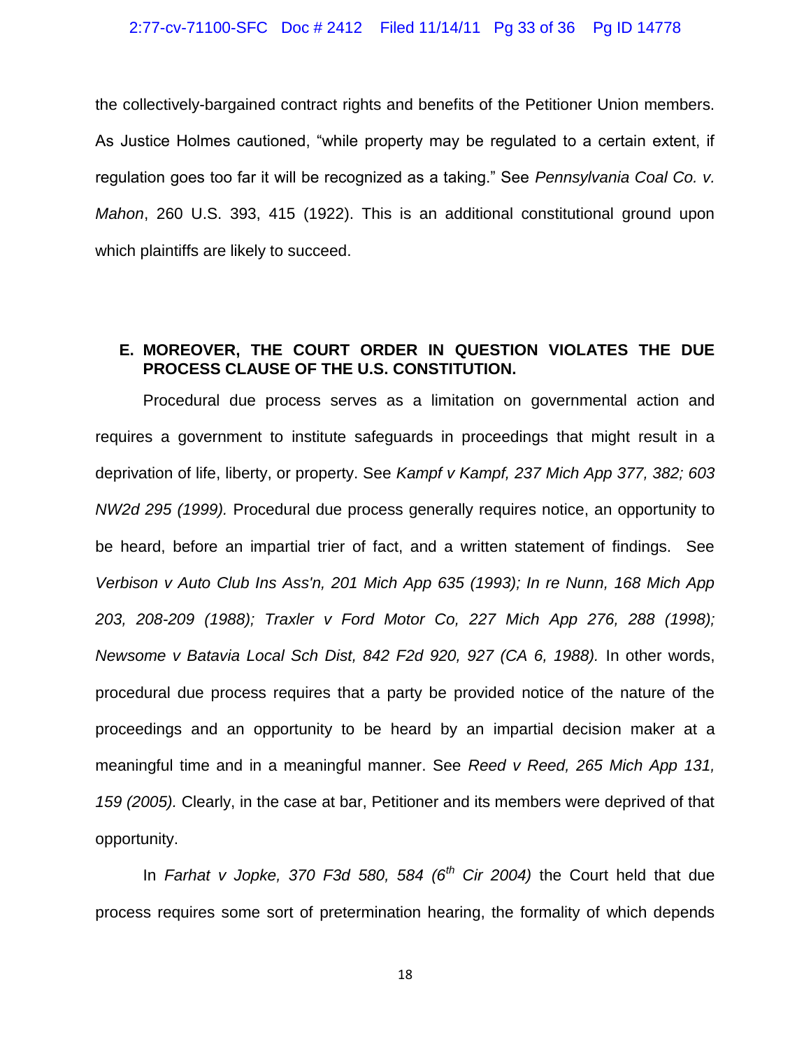the collectively-bargained contract rights and benefits of the Petitioner Union members. As Justice Holmes cautioned, "while property may be regulated to a certain extent, if regulation goes too far it will be recognized as a taking." See *Pennsylvania Coal Co. v. Mahon*, 260 U.S. 393, 415 (1922). This is an additional constitutional ground upon which plaintiffs are likely to succeed.

### E. MOREOVER, THE COURT ORDER IN QUESTION VIOLATES THE DUE PROCESS CLAUSE OF THE U.S. CONSTITUTION.

Procedural due process serves as a limitation on governmental action and requires a government to institute safeguards in proceedings that might result in a deprivation of life, liberty, or property. See *Kampf v Kampf, 237 Mich App 377, 382; 603 NW2d 295 (1999).* Procedural due process generally requires notice, an opportunity to be heard, before an impartial trier of fact, and a written statement of findings. See *Verbison v Auto Club Ins Ass'n, 201 Mich App 635 (1993); In re Nunn, 168 Mich App 203, 208-209 (1988); Traxler v Ford Motor Co, 227 Mich App 276, 288 (1998); Newsome v Batavia Local Sch Dist, 842 F2d 920, 927 (CA 6, 1988).* In other words, procedural due process requires that a party be provided notice of the nature of the proceedings and an opportunity to be heard by an impartial decision maker at a meaningful time and in a meaningful manner. See *Reed v Reed, 265 Mich App 131, 159 (2005).* Clearly, in the case at bar, Petitioner and its members were deprived of that opportunity.

In *Farhat v Jopke, 370 F3d 580, 584 (6th Cir 2004)* the Court held that due process requires some sort of pretermination hearing, the formality of which depends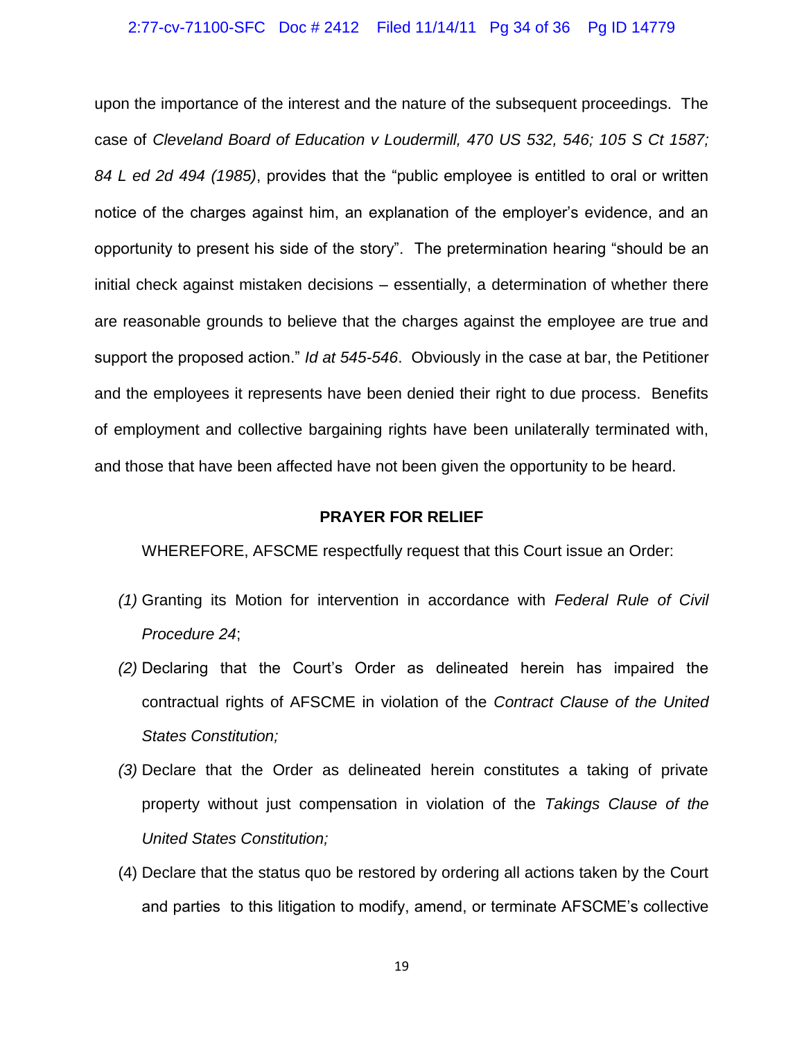upon the importance of the interest and the nature of the subsequent proceedings. The case of *Cleveland Board of Education v Loudermill, 470 US 532, 546; 105 S Ct 1587; 84 L ed 2d 494 (1985)*, provides that the "public employee is entitled to oral or written notice of the charges against him, an explanation of the employer's evidence, and an opportunity to present his side of the story". The pretermination hearing "should be an initial check against mistaken decisions – essentially, a determination of whether there are reasonable grounds to believe that the charges against the employee are true and support the proposed action." *Id at 545-546*. Obviously in the case at bar, the Petitioner and the employees it represents have been denied their right to due process. Benefits of employment and collective bargaining rights have been unilaterally terminated with, and those that have been affected have not been given the opportunity to be heard.

**PRAYER FOR RELIEF**

WHEREFORE, AFSCME respectfully request that this Court issue an Order:

*(1)* Granting its Motion for intervention in accordance with *Federal Rule of Civil Procedure 24*;

*(2)* Declaring that the Court's Order as delineated herein has impaired the contractual rights of AFSCME in violation of the *Contract Clause of the United States Constitution;*

*(3)* Declare that the Order as delineated herein constitutes a taking of private property without just compensation in violation of the *Takings Clause of the United States Constitution;*

(4) Declare that the status quo be restored by ordering all actions taken by the Court and parties to this litigation to modify, amend, or terminate AFSCME's collective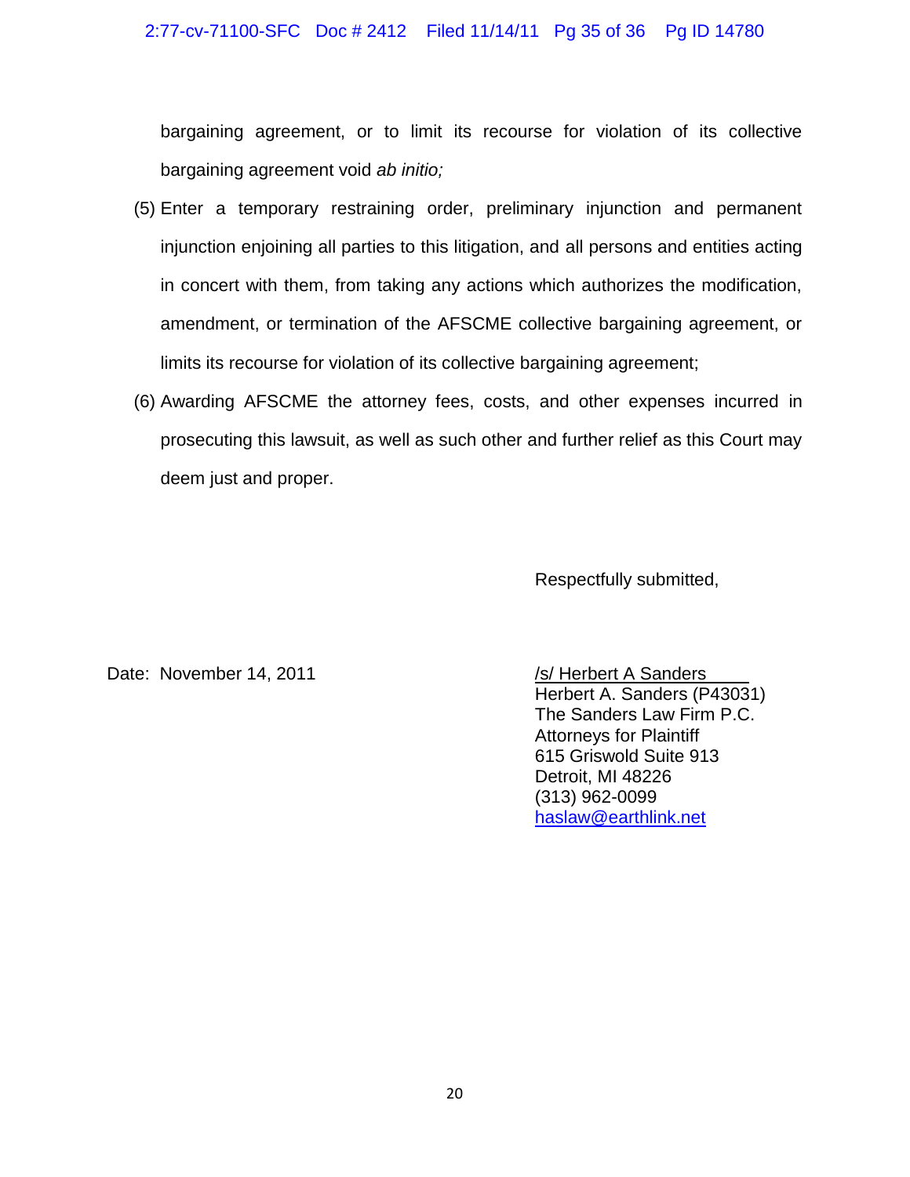bargaining agreement, or to limit its recourse for violation of its collective bargaining agreement void *ab initio;*

(5) Enter a temporary restraining order, preliminary injunction and permanent injunction enjoining all parties to this litigation, and all persons and entities acting in concert with them, from taking any actions which authorizes the modification, amendment, or termination of the AFSCME collective bargaining agreement, or limits its recourse for violation of its collective bargaining agreement;

(6) Awarding AFSCME the attorney fees, costs, and other expenses incurred in prosecuting this lawsuit, as well as such other and further relief as this Court may deem just and proper.

Respectfully submitted,

Date: November 14, 2011

/s/ Herbert A Sanders
Herbert A. Sanders (P43031)
The Sanders Law Firm P.C.
Attorneys for Plaintiff
615 Griswold Suite 913
Detroit, MI 48226
(313) 962-0099
haslaw@earthlink.net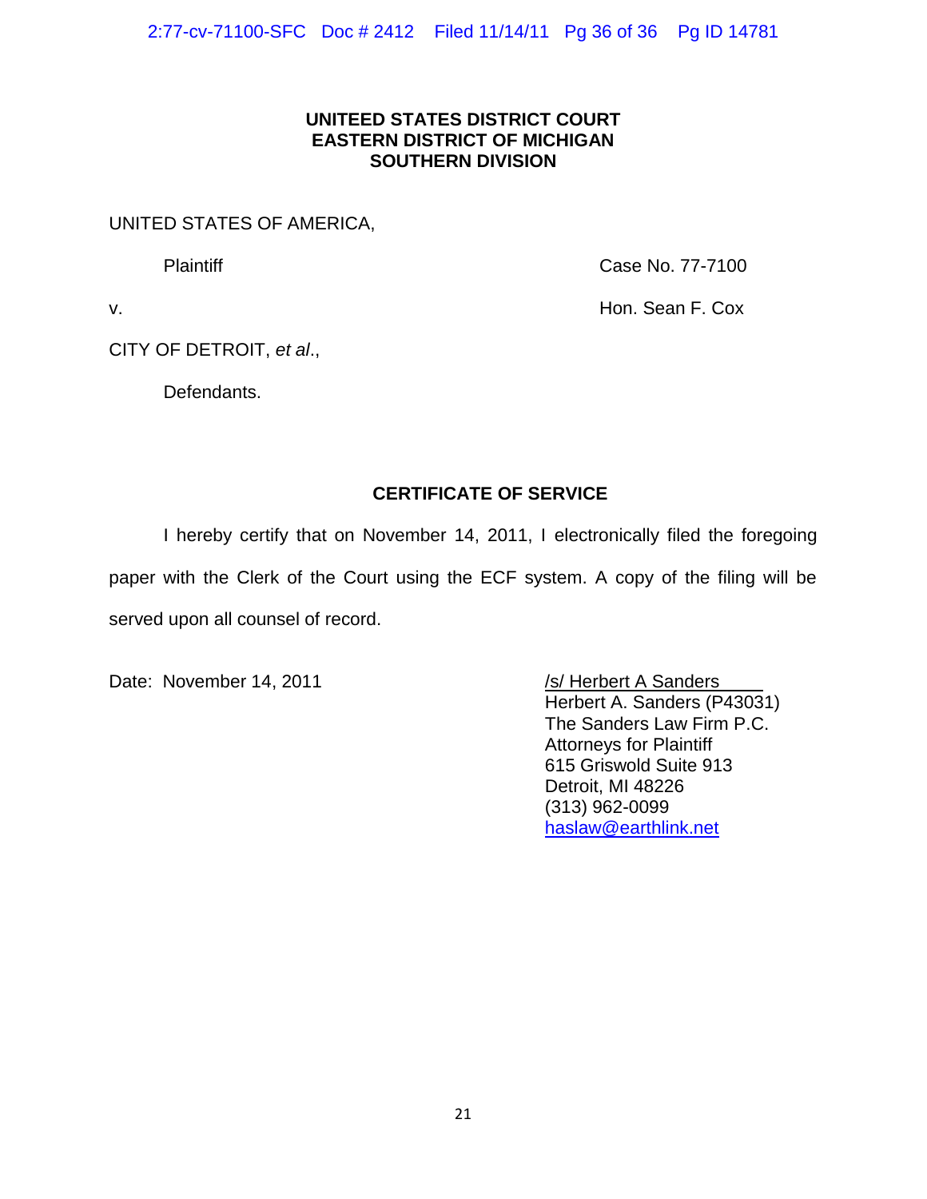**UNITEED STATES DISTRICT COURT**
**EASTERN DISTRICT OF MICHIGAN**
**SOUTHERN DIVISION**

UNITED STATES OF AMERICA,

Plaintiff

Case No. 77-7100

v.

Hon. Sean F. Cox

CITY OF DETROIT, *et al*.,

Defendants.

**CERTIFICATE OF SERVICE**

I hereby certify that on November 14, 2011, I electronically filed the foregoing paper with the Clerk of the Court using the ECF system. A copy of the filing will be served upon all counsel of record.

Date: November 14, 2011

/s/ Herbert A Sanders
Herbert A. Sanders (P43031)
The Sanders Law Firm P.C.
Attorneys for Plaintiff
615 Griswold Suite 913
Detroit, MI 48226
(313) 962-0099
haslaw@earthlink.net